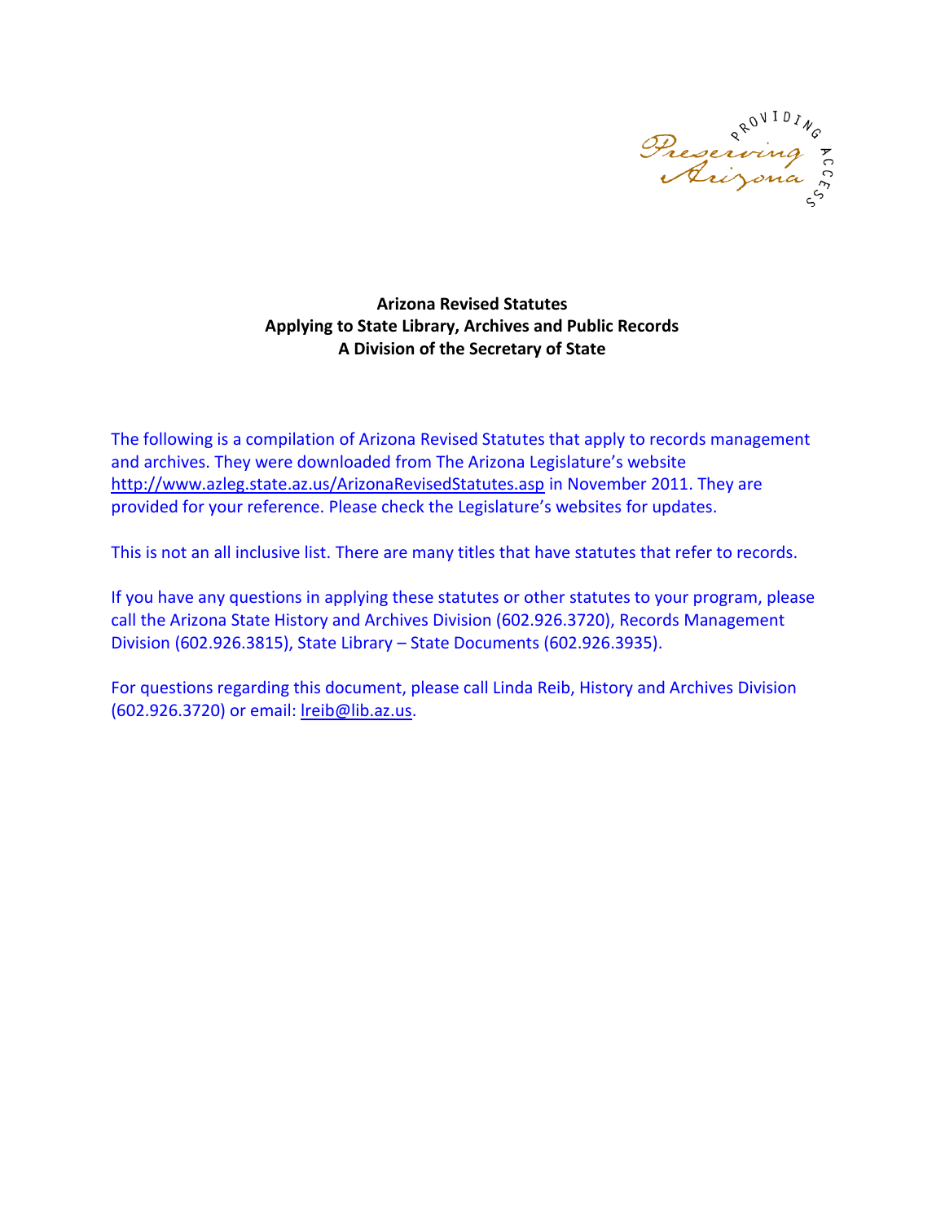**Arizona Revised Statutes**
**Applying to State Library, Archives and Public Records**
**A Division of the Secretary of State**

The following is a compilation of Arizona Revised Statutes that apply to records management and archives. They were downloaded from The Arizona Legislature's website http://www.azleg.state.az.us/ArizonaRevisedStatutes.asp in November 2011. They are provided for your reference. Please check the Legislature's websites for updates.

This is not an all inclusive list. There are many titles that have statutes that refer to records.

If you have any questions in applying these statutes or other statutes to your program, please call the Arizona State History and Archives Division (602.926.3720), Records Management Division (602.926.3815), State Library – State Documents (602.926.3935).

For questions regarding this document, please call Linda Reib, History and Archives Division (602.926.3720) or email: lreib@lib.az.us.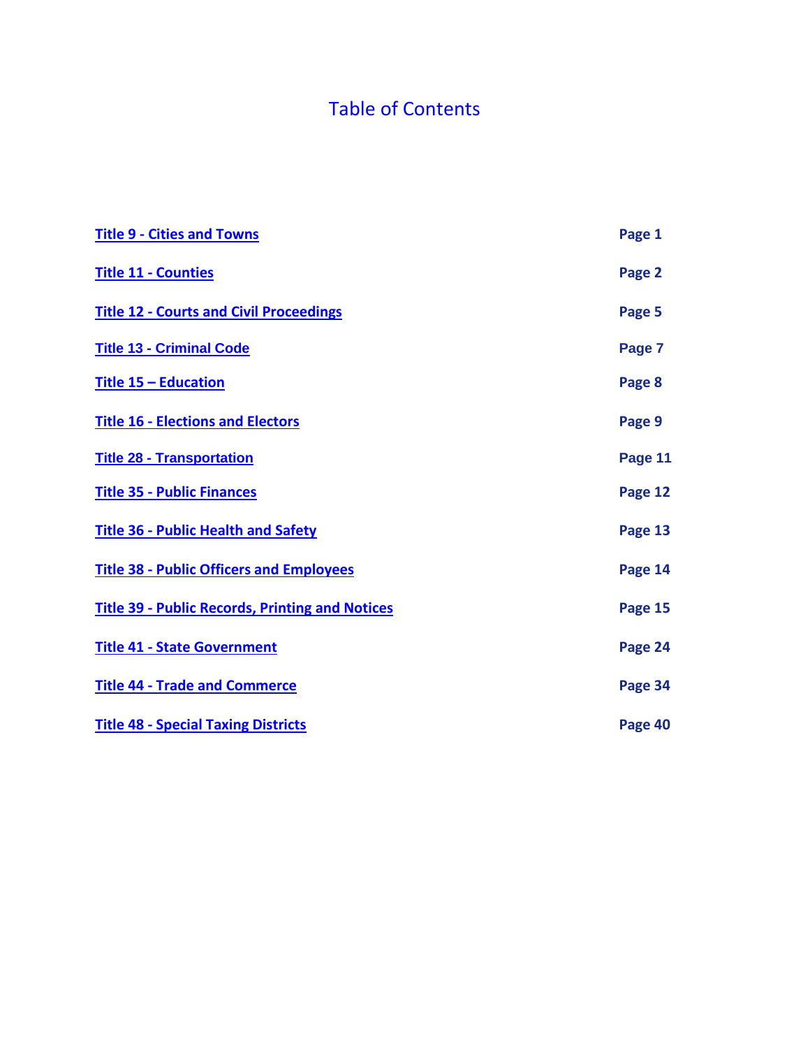# Table of Contents

| | |
|---|---|
| **Title 9 - Cities and Towns** | **Page 1** |
| **Title 11 - Counties** | **Page 2** |
| **Title 12 - Courts and Civil Proceedings** | **Page 5** |
| **Title 13 - Criminal Code** | **Page 7** |
| **Title 15 – Education** | **Page 8** |
| **Title 16 - Elections and Electors** | **Page 9** |
| **Title 28 - Transportation** | **Page 11** |
| **Title 35 - Public Finances** | **Page 12** |
| **Title 36 - Public Health and Safety** | **Page 13** |
| **Title 38 - Public Officers and Employees** | **Page 14** |
| **Title 39 - Public Records, Printing and Notices** | **Page 15** |
| **Title 41 - State Government** | **Page 24** |
| **Title 44 - Trade and Commerce** | **Page 34** |
| **Title 48 - Special Taxing Districts** | **Page 40** |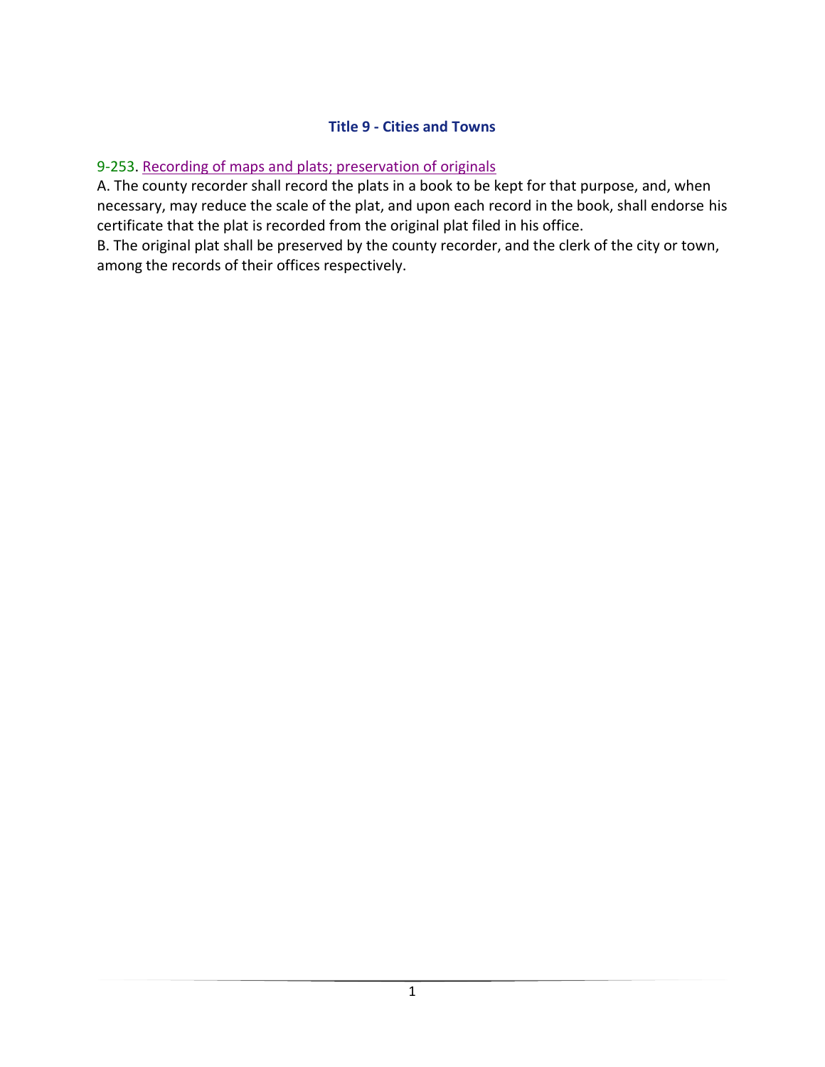# Title 9 - Cities and Towns

## 9-253. Recording of maps and plats; preservation of originals

A. The county recorder shall record the plats in a book to be kept for that purpose, and, when necessary, may reduce the scale of the plat, and upon each record in the book, shall endorse his certificate that the plat is recorded from the original plat filed in his office.

B. The original plat shall be preserved by the county recorder, and the clerk of the city or town, among the records of their offices respectively.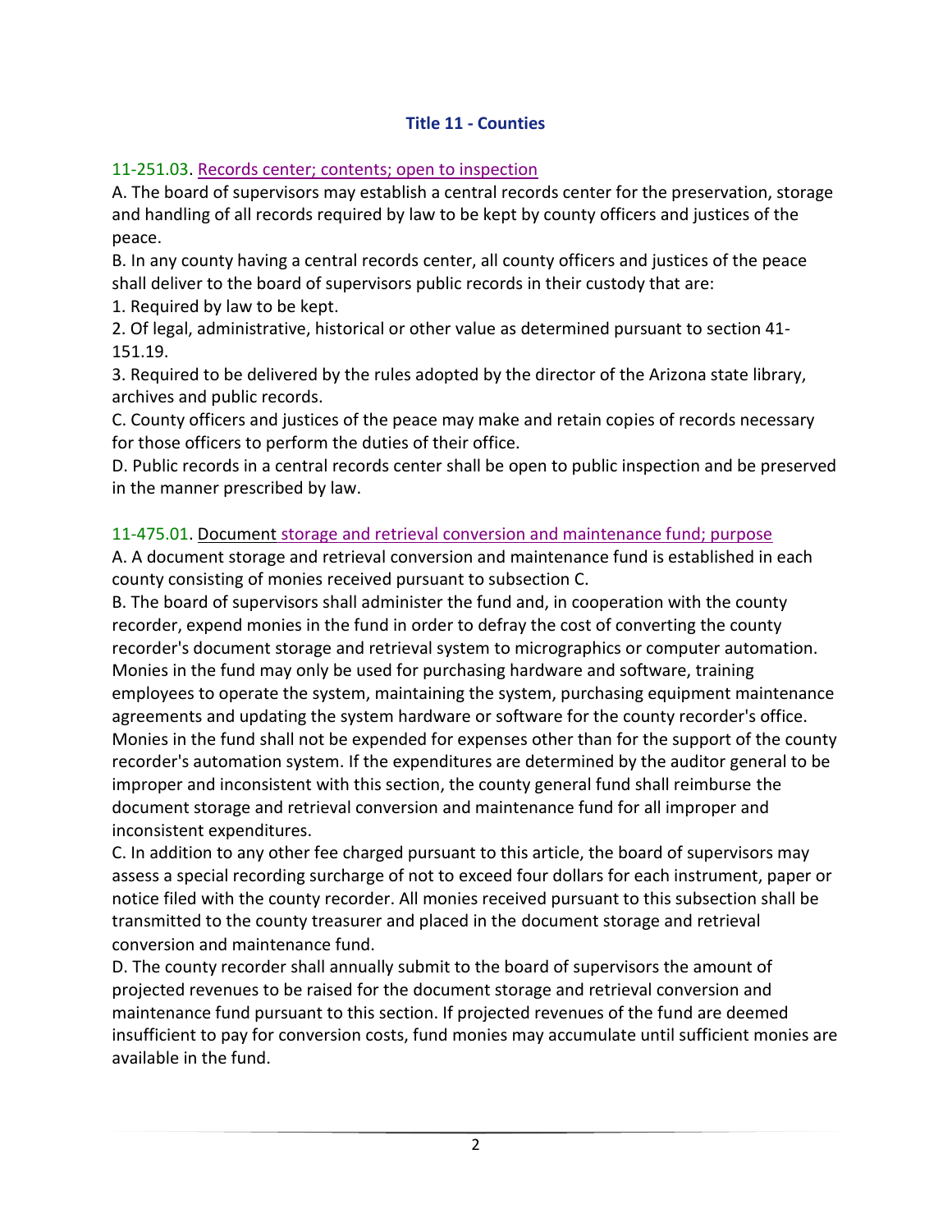# Title 11 - Counties

## 11-251.03. Records center; contents; open to inspection

A. The board of supervisors may establish a central records center for the preservation, storage and handling of all records required by law to be kept by county officers and justices of the peace.

B. In any county having a central records center, all county officers and justices of the peace shall deliver to the board of supervisors public records in their custody that are:

1. Required by law to be kept.
2. Of legal, administrative, historical or other value as determined pursuant to section 41-151.19.
3. Required to be delivered by the rules adopted by the director of the Arizona state library, archives and public records.

C. County officers and justices of the peace may make and retain copies of records necessary for those officers to perform the duties of their office.

D. Public records in a central records center shall be open to public inspection and be preserved in the manner prescribed by law.

## 11-475.01. Document storage and retrieval conversion and maintenance fund; purpose

A. A document storage and retrieval conversion and maintenance fund is established in each county consisting of monies received pursuant to subsection C.

B. The board of supervisors shall administer the fund and, in cooperation with the county recorder, expend monies in the fund in order to defray the cost of converting the county recorder's document storage and retrieval system to micrographics or computer automation. Monies in the fund may only be used for purchasing hardware and software, training employees to operate the system, maintaining the system, purchasing equipment maintenance agreements and updating the system hardware or software for the county recorder's office. Monies in the fund shall not be expended for expenses other than for the support of the county recorder's automation system. If the expenditures are determined by the auditor general to be improper and inconsistent with this section, the county general fund shall reimburse the document storage and retrieval conversion and maintenance fund for all improper and inconsistent expenditures.

C. In addition to any other fee charged pursuant to this article, the board of supervisors may assess a special recording surcharge of not to exceed four dollars for each instrument, paper or notice filed with the county recorder. All monies received pursuant to this subsection shall be transmitted to the county treasurer and placed in the document storage and retrieval conversion and maintenance fund.

D. The county recorder shall annually submit to the board of supervisors the amount of projected revenues to be raised for the document storage and retrieval conversion and maintenance fund pursuant to this section. If projected revenues of the fund are deemed insufficient to pay for conversion costs, fund monies may accumulate until sufficient monies are available in the fund.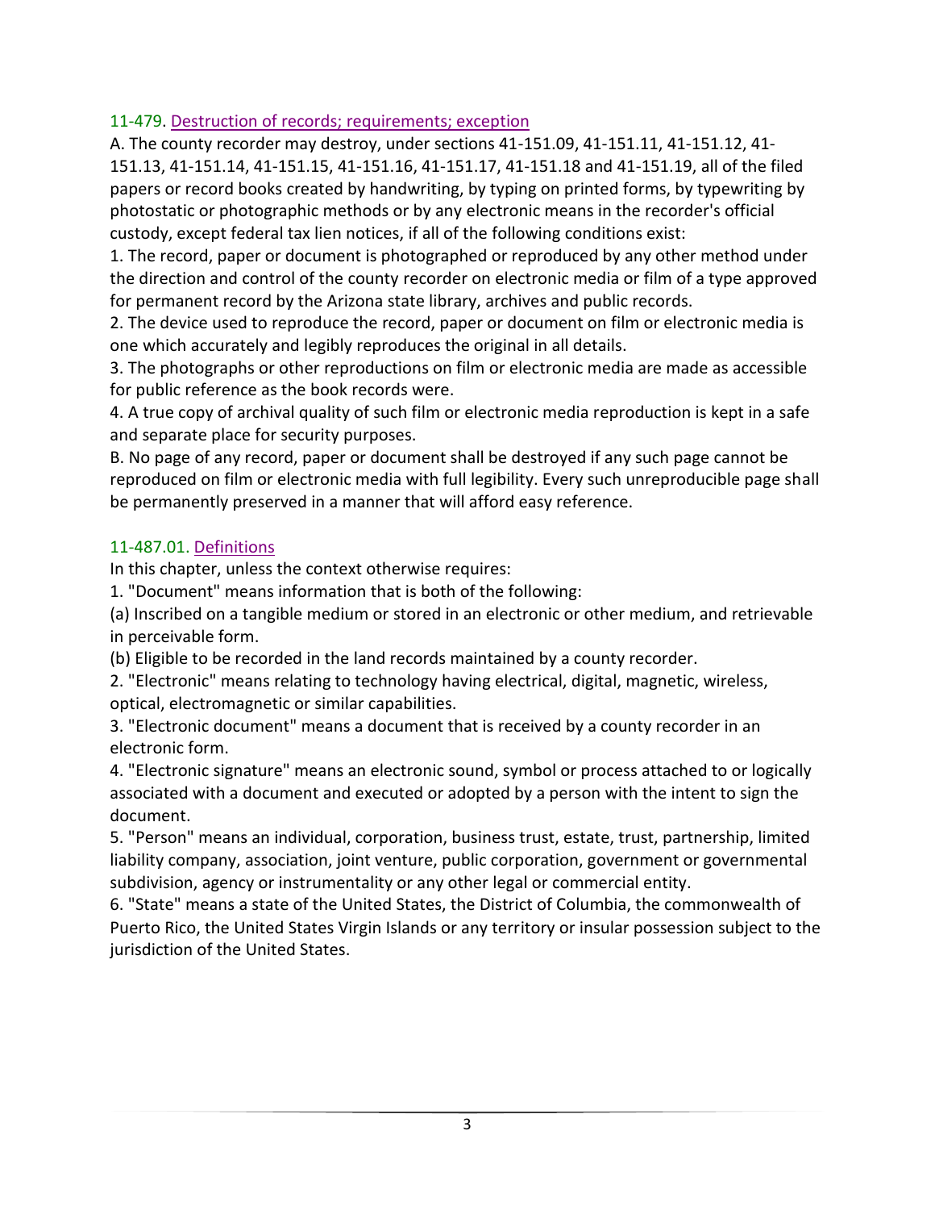### 11-479. Destruction of records; requirements; exception

A. The county recorder may destroy, under sections 41-151.09, 41-151.11, 41-151.12, 41-151.13, 41-151.14, 41-151.15, 41-151.16, 41-151.17, 41-151.18 and 41-151.19, all of the filed papers or record books created by handwriting, by typing on printed forms, by typewriting by photostatic or photographic methods or by any electronic means in the recorder's official custody, except federal tax lien notices, if all of the following conditions exist:

1. The record, paper or document is photographed or reproduced by any other method under the direction and control of the county recorder on electronic media or film of a type approved for permanent record by the Arizona state library, archives and public records.
2. The device used to reproduce the record, paper or document on film or electronic media is one which accurately and legibly reproduces the original in all details.
3. The photographs or other reproductions on film or electronic media are made as accessible for public reference as the book records were.
4. A true copy of archival quality of such film or electronic media reproduction is kept in a safe and separate place for security purposes.

B. No page of any record, paper or document shall be destroyed if any such page cannot be reproduced on film or electronic media with full legibility. Every such unreproducible page shall be permanently preserved in a manner that will afford easy reference.

### 11-487.01. Definitions

In this chapter, unless the context otherwise requires:

1. "Document" means information that is both of the following:
   (a) Inscribed on a tangible medium or stored in an electronic or other medium, and retrievable in perceivable form.
   (b) Eligible to be recorded in the land records maintained by a county recorder.
2. "Electronic" means relating to technology having electrical, digital, magnetic, wireless, optical, electromagnetic or similar capabilities.
3. "Electronic document" means a document that is received by a county recorder in an electronic form.
4. "Electronic signature" means an electronic sound, symbol or process attached to or logically associated with a document and executed or adopted by a person with the intent to sign the document.
5. "Person" means an individual, corporation, business trust, estate, trust, partnership, limited liability company, association, joint venture, public corporation, government or governmental subdivision, agency or instrumentality or any other legal or commercial entity.
6. "State" means a state of the United States, the District of Columbia, the commonwealth of Puerto Rico, the United States Virgin Islands or any territory or insular possession subject to the jurisdiction of the United States.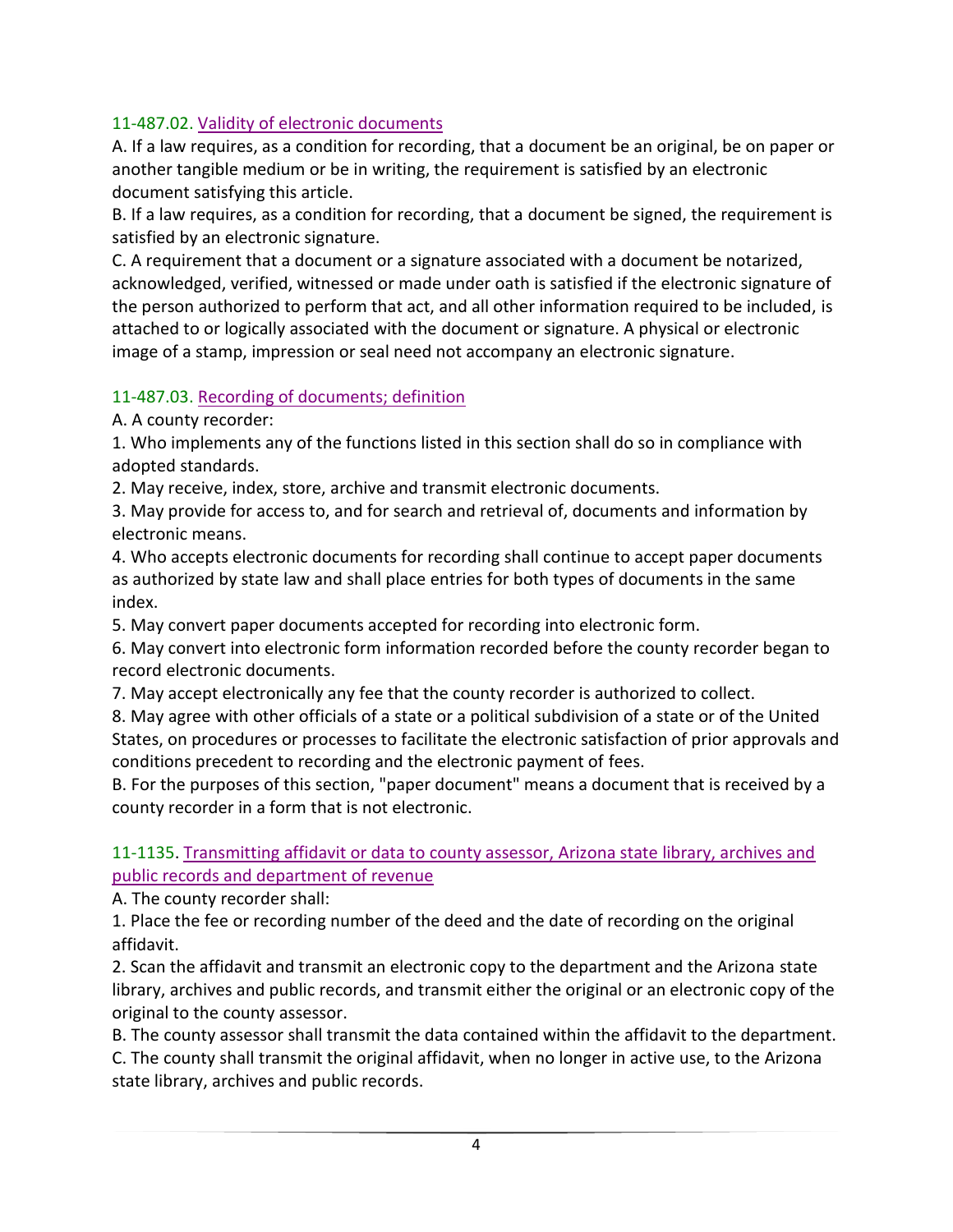### 11-487.02. Validity of electronic documents

A. If a law requires, as a condition for recording, that a document be an original, be on paper or another tangible medium or be in writing, the requirement is satisfied by an electronic document satisfying this article.

B. If a law requires, as a condition for recording, that a document be signed, the requirement is satisfied by an electronic signature.

C. A requirement that a document or a signature associated with a document be notarized, acknowledged, verified, witnessed or made under oath is satisfied if the electronic signature of the person authorized to perform that act, and all other information required to be included, is attached to or logically associated with the document or signature. A physical or electronic image of a stamp, impression or seal need not accompany an electronic signature.

### 11-487.03. Recording of documents; definition

A. A county recorder:

1. Who implements any of the functions listed in this section shall do so in compliance with adopted standards.
2. May receive, index, store, archive and transmit electronic documents.
3. May provide for access to, and for search and retrieval of, documents and information by electronic means.
4. Who accepts electronic documents for recording shall continue to accept paper documents as authorized by state law and shall place entries for both types of documents in the same index.
5. May convert paper documents accepted for recording into electronic form.
6. May convert into electronic form information recorded before the county recorder began to record electronic documents.
7. May accept electronically any fee that the county recorder is authorized to collect.
8. May agree with other officials of a state or a political subdivision of a state or of the United States, on procedures or processes to facilitate the electronic satisfaction of prior approvals and conditions precedent to recording and the electronic payment of fees.

B. For the purposes of this section, "paper document" means a document that is received by a county recorder in a form that is not electronic.

### 11-1135. Transmitting affidavit or data to county assessor, Arizona state library, archives and public records and department of revenue

A. The county recorder shall:

1. Place the fee or recording number of the deed and the date of recording on the original affidavit.
2. Scan the affidavit and transmit an electronic copy to the department and the Arizona state library, archives and public records, and transmit either the original or an electronic copy of the original to the county assessor.

B. The county assessor shall transmit the data contained within the affidavit to the department.

C. The county shall transmit the original affidavit, when no longer in active use, to the Arizona state library, archives and public records.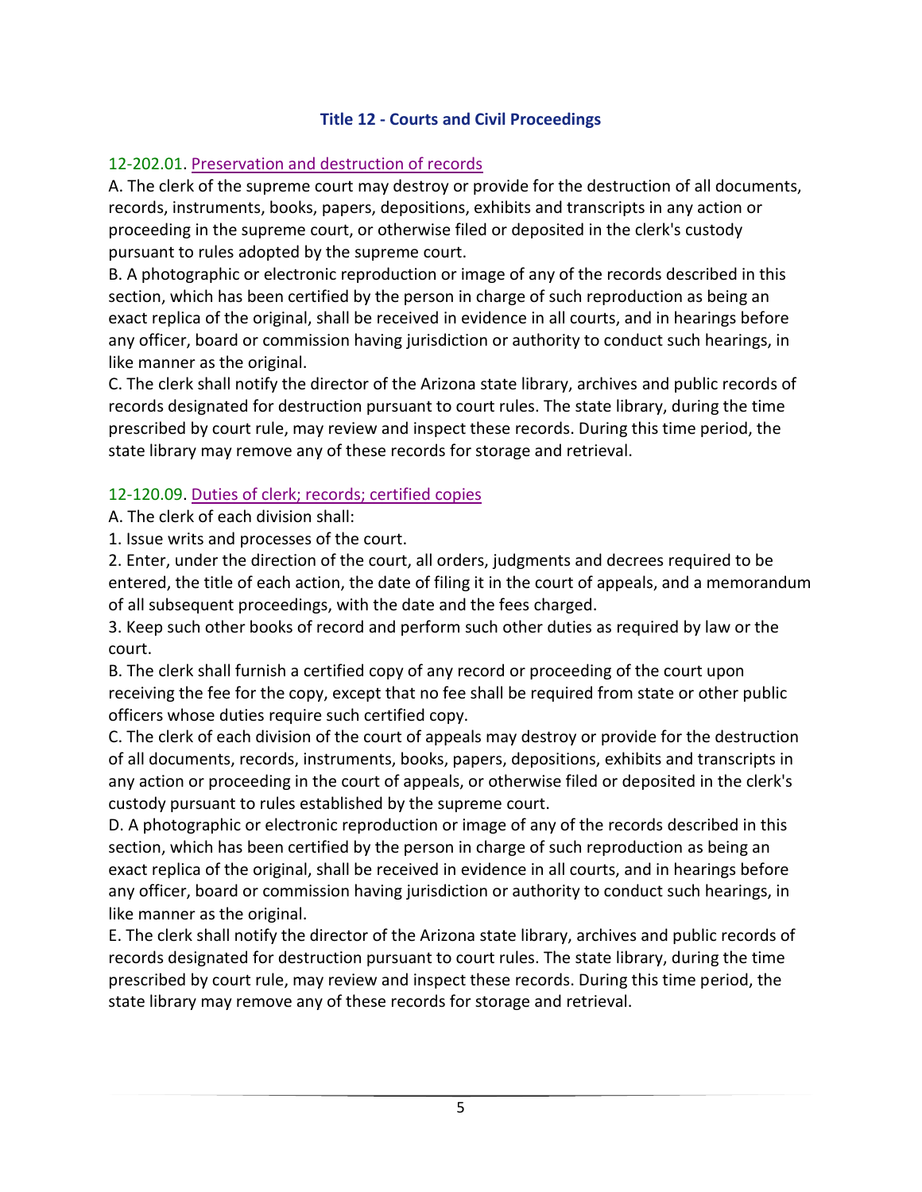## Title 12 - Courts and Civil Proceedings

### 12-202.01. Preservation and destruction of records

A. The clerk of the supreme court may destroy or provide for the destruction of all documents, records, instruments, books, papers, depositions, exhibits and transcripts in any action or proceeding in the supreme court, or otherwise filed or deposited in the clerk's custody pursuant to rules adopted by the supreme court.

B. A photographic or electronic reproduction or image of any of the records described in this section, which has been certified by the person in charge of such reproduction as being an exact replica of the original, shall be received in evidence in all courts, and in hearings before any officer, board or commission having jurisdiction or authority to conduct such hearings, in like manner as the original.

C. The clerk shall notify the director of the Arizona state library, archives and public records of records designated for destruction pursuant to court rules. The state library, during the time prescribed by court rule, may review and inspect these records. During this time period, the state library may remove any of these records for storage and retrieval.

### 12-120.09. Duties of clerk; records; certified copies

A. The clerk of each division shall:

1. Issue writs and processes of the court.
2. Enter, under the direction of the court, all orders, judgments and decrees required to be entered, the title of each action, the date of filing it in the court of appeals, and a memorandum of all subsequent proceedings, with the date and the fees charged.
3. Keep such other books of record and perform such other duties as required by law or the court.

B. The clerk shall furnish a certified copy of any record or proceeding of the court upon receiving the fee for the copy, except that no fee shall be required from state or other public officers whose duties require such certified copy.

C. The clerk of each division of the court of appeals may destroy or provide for the destruction of all documents, records, instruments, books, papers, depositions, exhibits and transcripts in any action or proceeding in the court of appeals, or otherwise filed or deposited in the clerk's custody pursuant to rules established by the supreme court.

D. A photographic or electronic reproduction or image of any of the records described in this section, which has been certified by the person in charge of such reproduction as being an exact replica of the original, shall be received in evidence in all courts, and in hearings before any officer, board or commission having jurisdiction or authority to conduct such hearings, in like manner as the original.

E. The clerk shall notify the director of the Arizona state library, archives and public records of records designated for destruction pursuant to court rules. The state library, during the time prescribed by court rule, may review and inspect these records. During this time period, the state library may remove any of these records for storage and retrieval.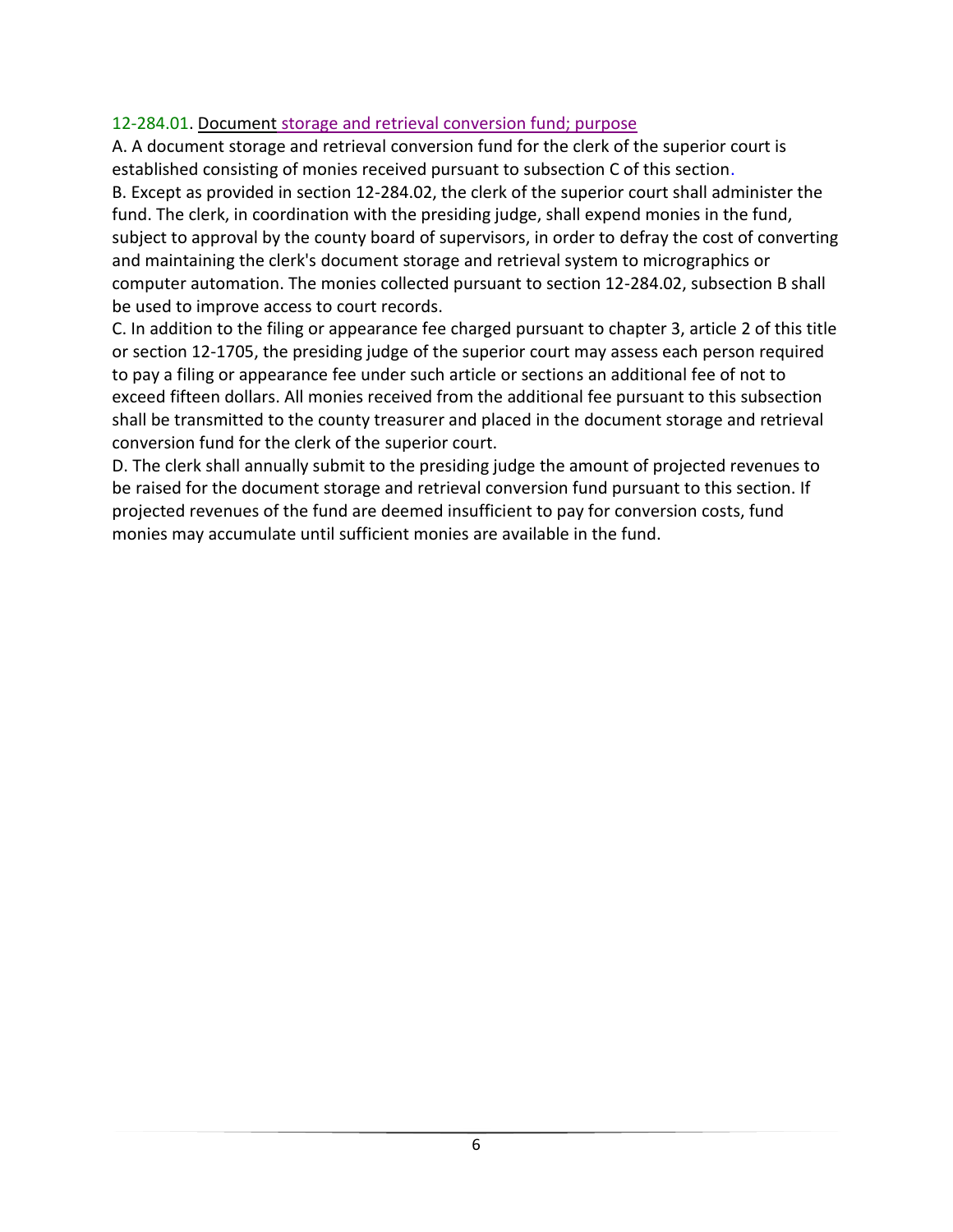### 12-284.01. Document storage and retrieval conversion fund; purpose

A. A document storage and retrieval conversion fund for the clerk of the superior court is established consisting of monies received pursuant to subsection C of this section.

B. Except as provided in section 12-284.02, the clerk of the superior court shall administer the fund. The clerk, in coordination with the presiding judge, shall expend monies in the fund, subject to approval by the county board of supervisors, in order to defray the cost of converting and maintaining the clerk's document storage and retrieval system to micrographics or computer automation. The monies collected pursuant to section 12-284.02, subsection B shall be used to improve access to court records.

C. In addition to the filing or appearance fee charged pursuant to chapter 3, article 2 of this title or section 12-1705, the presiding judge of the superior court may assess each person required to pay a filing or appearance fee under such article or sections an additional fee of not to exceed fifteen dollars. All monies received from the additional fee pursuant to this subsection shall be transmitted to the county treasurer and placed in the document storage and retrieval conversion fund for the clerk of the superior court.

D. The clerk shall annually submit to the presiding judge the amount of projected revenues to be raised for the document storage and retrieval conversion fund pursuant to this section. If projected revenues of the fund are deemed insufficient to pay for conversion costs, fund monies may accumulate until sufficient monies are available in the fund.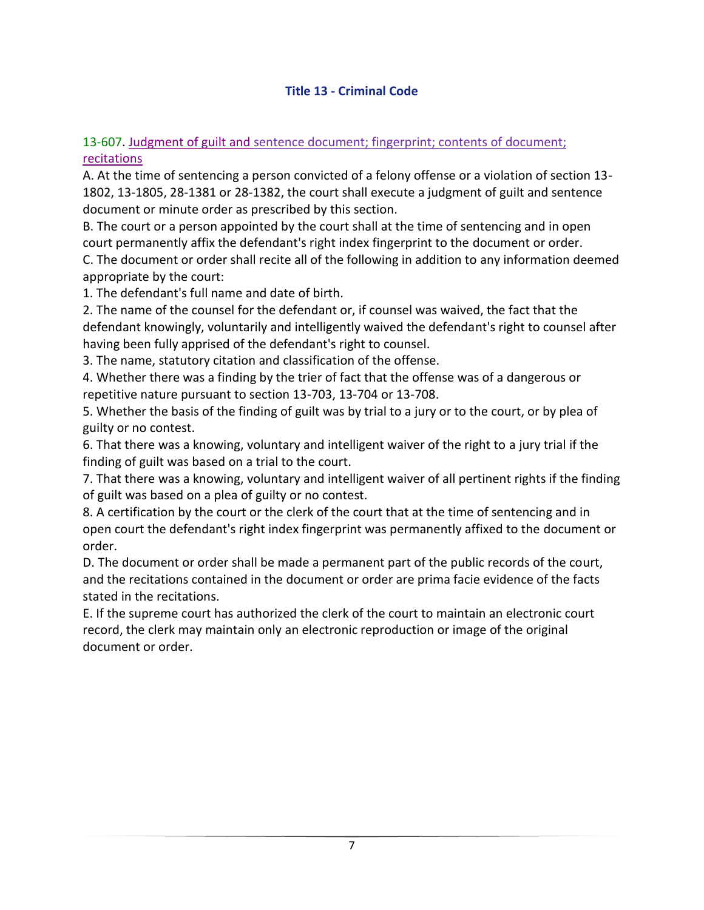## Title 13 - Criminal Code

### 13-607. Judgment of guilt and sentence document; fingerprint; contents of document; recitations

A. At the time of sentencing a person convicted of a felony offense or a violation of section 13-1802, 13-1805, 28-1381 or 28-1382, the court shall execute a judgment of guilt and sentence document or minute order as prescribed by this section.

B. The court or a person appointed by the court shall at the time of sentencing and in open court permanently affix the defendant's right index fingerprint to the document or order.

C. The document or order shall recite all of the following in addition to any information deemed appropriate by the court:

1. The defendant's full name and date of birth.
2. The name of the counsel for the defendant or, if counsel was waived, the fact that the defendant knowingly, voluntarily and intelligently waived the defendant's right to counsel after having been fully apprised of the defendant's right to counsel.
3. The name, statutory citation and classification of the offense.
4. Whether there was a finding by the trier of fact that the offense was of a dangerous or repetitive nature pursuant to section 13-703, 13-704 or 13-708.
5. Whether the basis of the finding of guilt was by trial to a jury or to the court, or by plea of guilty or no contest.
6. That there was a knowing, voluntary and intelligent waiver of the right to a jury trial if the finding of guilt was based on a trial to the court.
7. That there was a knowing, voluntary and intelligent waiver of all pertinent rights if the finding of guilt was based on a plea of guilty or no contest.
8. A certification by the court or the clerk of the court that at the time of sentencing and in open court the defendant's right index fingerprint was permanently affixed to the document or order.

D. The document or order shall be made a permanent part of the public records of the court, and the recitations contained in the document or order are prima facie evidence of the facts stated in the recitations.

E. If the supreme court has authorized the clerk of the court to maintain an electronic court record, the clerk may maintain only an electronic reproduction or image of the original document or order.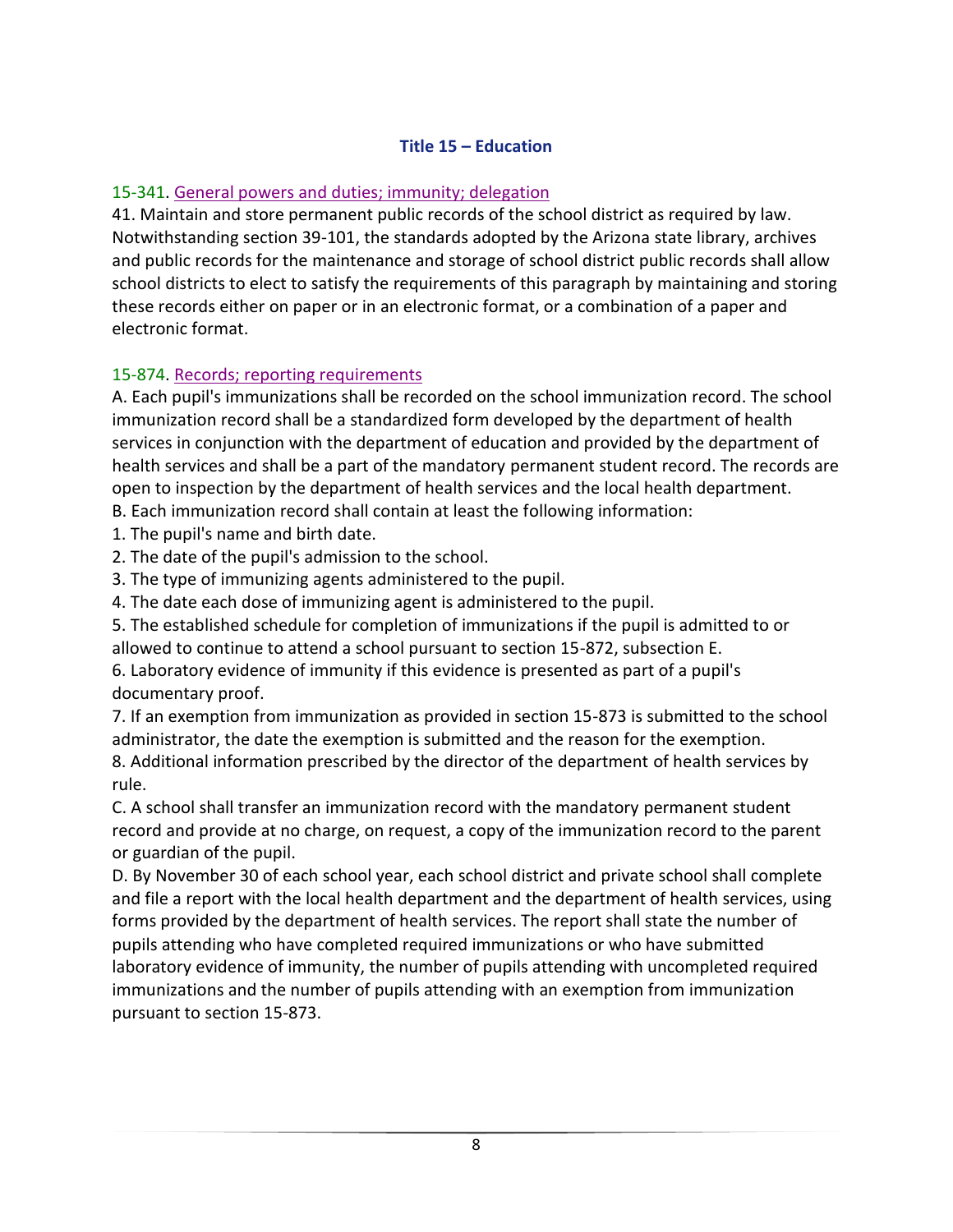### Title 15 – Education

15-341. General powers and duties; immunity; delegation

41. Maintain and store permanent public records of the school district as required by law. Notwithstanding section 39-101, the standards adopted by the Arizona state library, archives and public records for the maintenance and storage of school district public records shall allow school districts to elect to satisfy the requirements of this paragraph by maintaining and storing these records either on paper or in an electronic format, or a combination of a paper and electronic format.

15-874. Records; reporting requirements

A. Each pupil's immunizations shall be recorded on the school immunization record. The school immunization record shall be a standardized form developed by the department of health services in conjunction with the department of education and provided by the department of health services and shall be a part of the mandatory permanent student record. The records are open to inspection by the department of health services and the local health department.

B. Each immunization record shall contain at least the following information:

1. The pupil's name and birth date.
2. The date of the pupil's admission to the school.
3. The type of immunizing agents administered to the pupil.
4. The date each dose of immunizing agent is administered to the pupil.
5. The established schedule for completion of immunizations if the pupil is admitted to or allowed to continue to attend a school pursuant to section 15-872, subsection E.
6. Laboratory evidence of immunity if this evidence is presented as part of a pupil's documentary proof.
7. If an exemption from immunization as provided in section 15-873 is submitted to the school administrator, the date the exemption is submitted and the reason for the exemption.
8. Additional information prescribed by the director of the department of health services by rule.

C. A school shall transfer an immunization record with the mandatory permanent student record and provide at no charge, on request, a copy of the immunization record to the parent or guardian of the pupil.

D. By November 30 of each school year, each school district and private school shall complete and file a report with the local health department and the department of health services, using forms provided by the department of health services. The report shall state the number of pupils attending who have completed required immunizations or who have submitted laboratory evidence of immunity, the number of pupils attending with uncompleted required immunizations and the number of pupils attending with an exemption from immunization pursuant to section 15-873.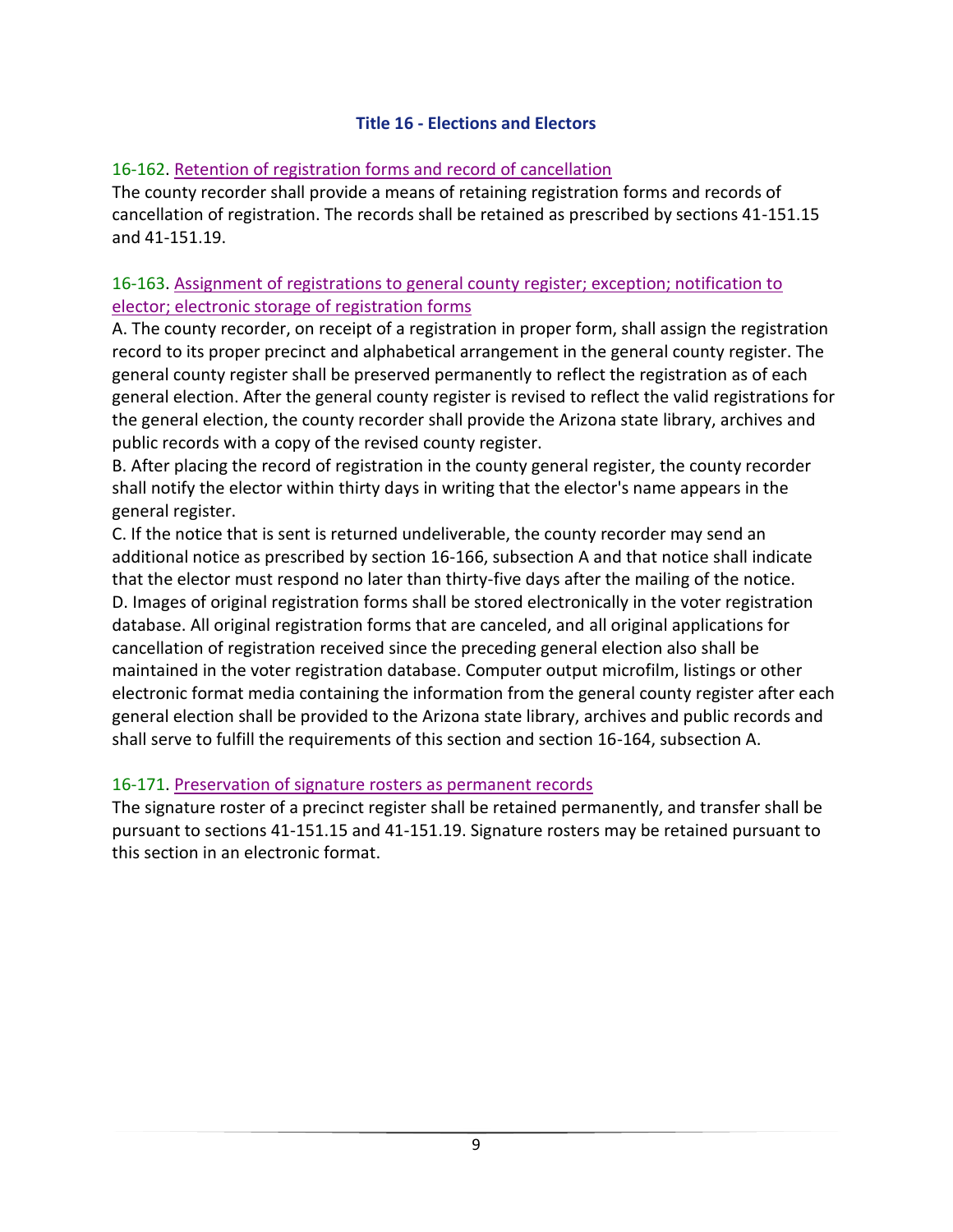## Title 16 - Elections and Electors

### 16-162. Retention of registration forms and record of cancellation

The county recorder shall provide a means of retaining registration forms and records of cancellation of registration. The records shall be retained as prescribed by sections 41-151.15 and 41-151.19.

### 16-163. Assignment of registrations to general county register; exception; notification to elector; electronic storage of registration forms

A. The county recorder, on receipt of a registration in proper form, shall assign the registration record to its proper precinct and alphabetical arrangement in the general county register. The general county register shall be preserved permanently to reflect the registration as of each general election. After the general county register is revised to reflect the valid registrations for the general election, the county recorder shall provide the Arizona state library, archives and public records with a copy of the revised county register.

B. After placing the record of registration in the county general register, the county recorder shall notify the elector within thirty days in writing that the elector's name appears in the general register.

C. If the notice that is sent is returned undeliverable, the county recorder may send an additional notice as prescribed by section 16-166, subsection A and that notice shall indicate that the elector must respond no later than thirty-five days after the mailing of the notice.

D. Images of original registration forms shall be stored electronically in the voter registration database. All original registration forms that are canceled, and all original applications for cancellation of registration received since the preceding general election also shall be maintained in the voter registration database. Computer output microfilm, listings or other electronic format media containing the information from the general county register after each general election shall be provided to the Arizona state library, archives and public records and shall serve to fulfill the requirements of this section and section 16-164, subsection A.

### 16-171. Preservation of signature rosters as permanent records

The signature roster of a precinct register shall be retained permanently, and transfer shall be pursuant to sections 41-151.15 and 41-151.19. Signature rosters may be retained pursuant to this section in an electronic format.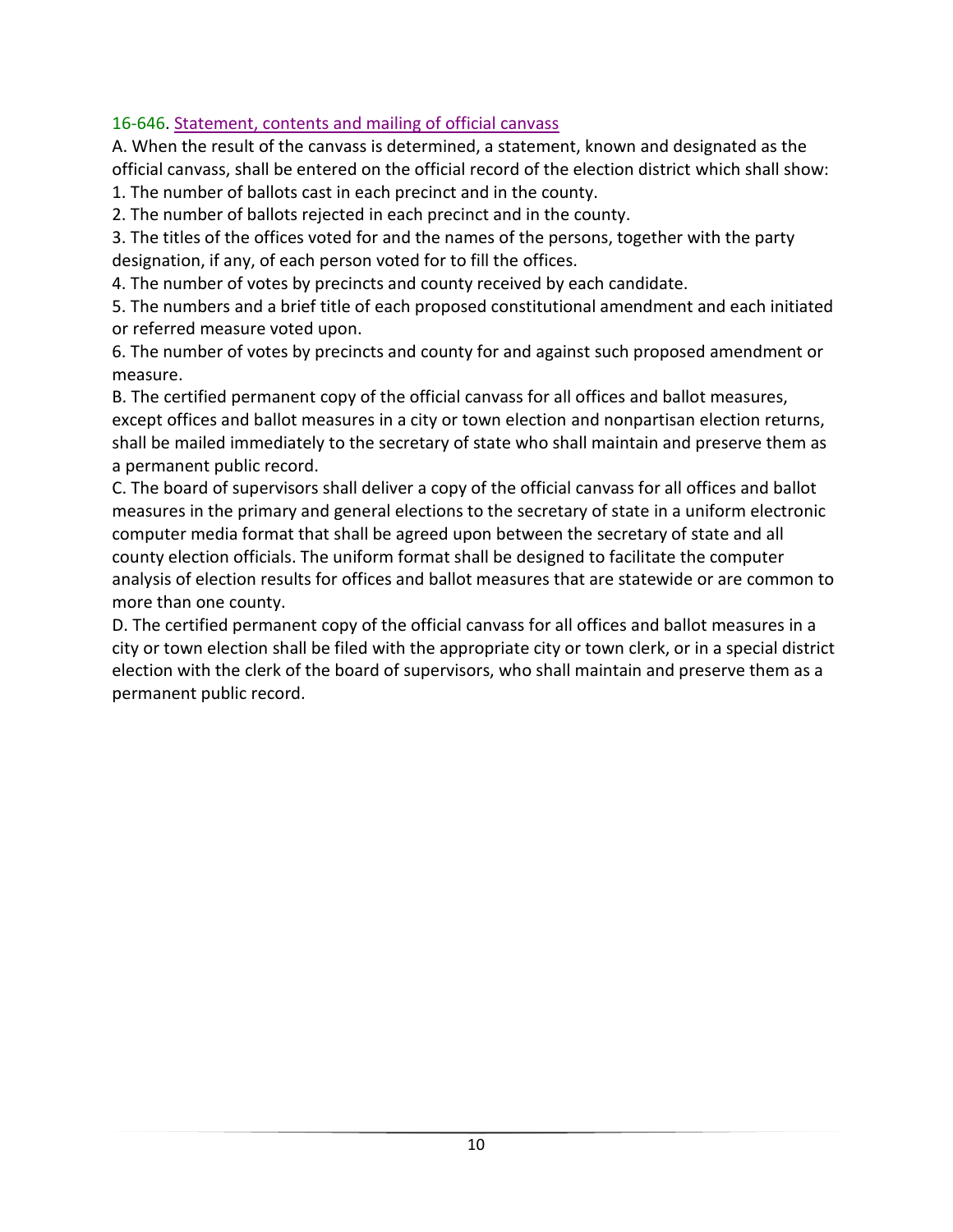### 16-646. Statement, contents and mailing of official canvass

A. When the result of the canvass is determined, a statement, known and designated as the official canvass, shall be entered on the official record of the election district which shall show:

1. The number of ballots cast in each precinct and in the county.
2. The number of ballots rejected in each precinct and in the county.
3. The titles of the offices voted for and the names of the persons, together with the party designation, if any, of each person voted for to fill the offices.
4. The number of votes by precincts and county received by each candidate.
5. The numbers and a brief title of each proposed constitutional amendment and each initiated or referred measure voted upon.
6. The number of votes by precincts and county for and against such proposed amendment or measure.

B. The certified permanent copy of the official canvass for all offices and ballot measures, except offices and ballot measures in a city or town election and nonpartisan election returns, shall be mailed immediately to the secretary of state who shall maintain and preserve them as a permanent public record.

C. The board of supervisors shall deliver a copy of the official canvass for all offices and ballot measures in the primary and general elections to the secretary of state in a uniform electronic computer media format that shall be agreed upon between the secretary of state and all county election officials. The uniform format shall be designed to facilitate the computer analysis of election results for offices and ballot measures that are statewide or are common to more than one county.

D. The certified permanent copy of the official canvass for all offices and ballot measures in a city or town election shall be filed with the appropriate city or town clerk, or in a special district election with the clerk of the board of supervisors, who shall maintain and preserve them as a permanent public record.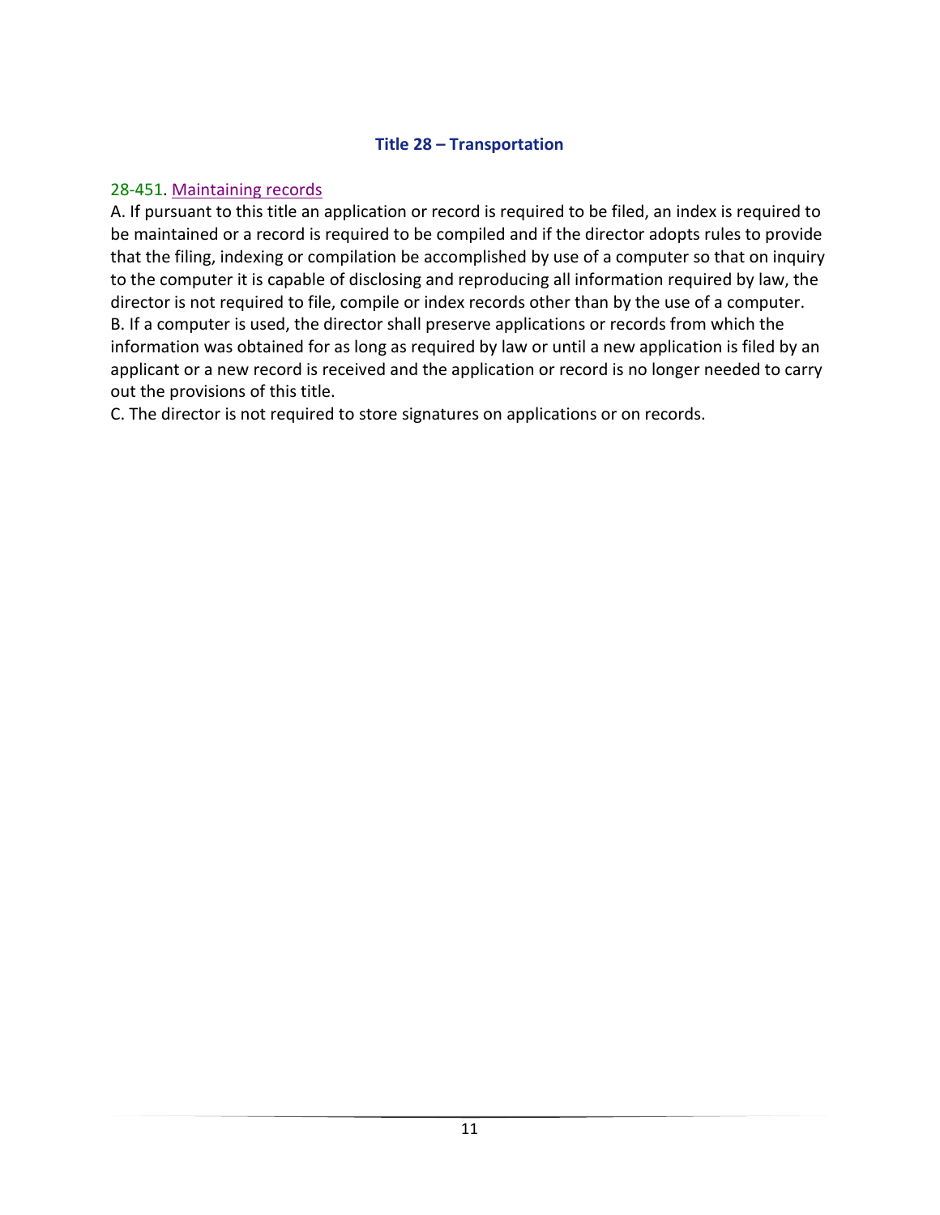## Title 28 – Transportation

### 28-451. Maintaining records

A. If pursuant to this title an application or record is required to be filed, an index is required to be maintained or a record is required to be compiled and if the director adopts rules to provide that the filing, indexing or compilation be accomplished by use of a computer so that on inquiry to the computer it is capable of disclosing and reproducing all information required by law, the director is not required to file, compile or index records other than by the use of a computer.

B. If a computer is used, the director shall preserve applications or records from which the information was obtained for as long as required by law or until a new application is filed by an applicant or a new record is received and the application or record is no longer needed to carry out the provisions of this title.

C. The director is not required to store signatures on applications or on records.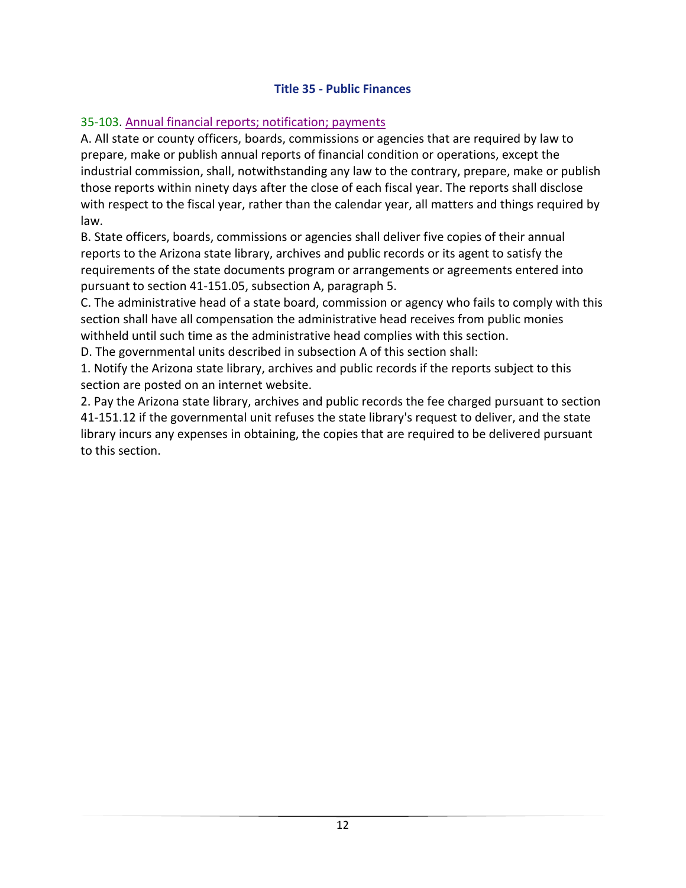## Title 35 - Public Finances

### 35-103. Annual financial reports; notification; payments

A. All state or county officers, boards, commissions or agencies that are required by law to prepare, make or publish annual reports of financial condition or operations, except the industrial commission, shall, notwithstanding any law to the contrary, prepare, make or publish those reports within ninety days after the close of each fiscal year. The reports shall disclose with respect to the fiscal year, rather than the calendar year, all matters and things required by law.

B. State officers, boards, commissions or agencies shall deliver five copies of their annual reports to the Arizona state library, archives and public records or its agent to satisfy the requirements of the state documents program or arrangements or agreements entered into pursuant to section 41-151.05, subsection A, paragraph 5.

C. The administrative head of a state board, commission or agency who fails to comply with this section shall have all compensation the administrative head receives from public monies withheld until such time as the administrative head complies with this section.

D. The governmental units described in subsection A of this section shall:

1. Notify the Arizona state library, archives and public records if the reports subject to this section are posted on an internet website.
2. Pay the Arizona state library, archives and public records the fee charged pursuant to section 41-151.12 if the governmental unit refuses the state library's request to deliver, and the state library incurs any expenses in obtaining, the copies that are required to be delivered pursuant to this section.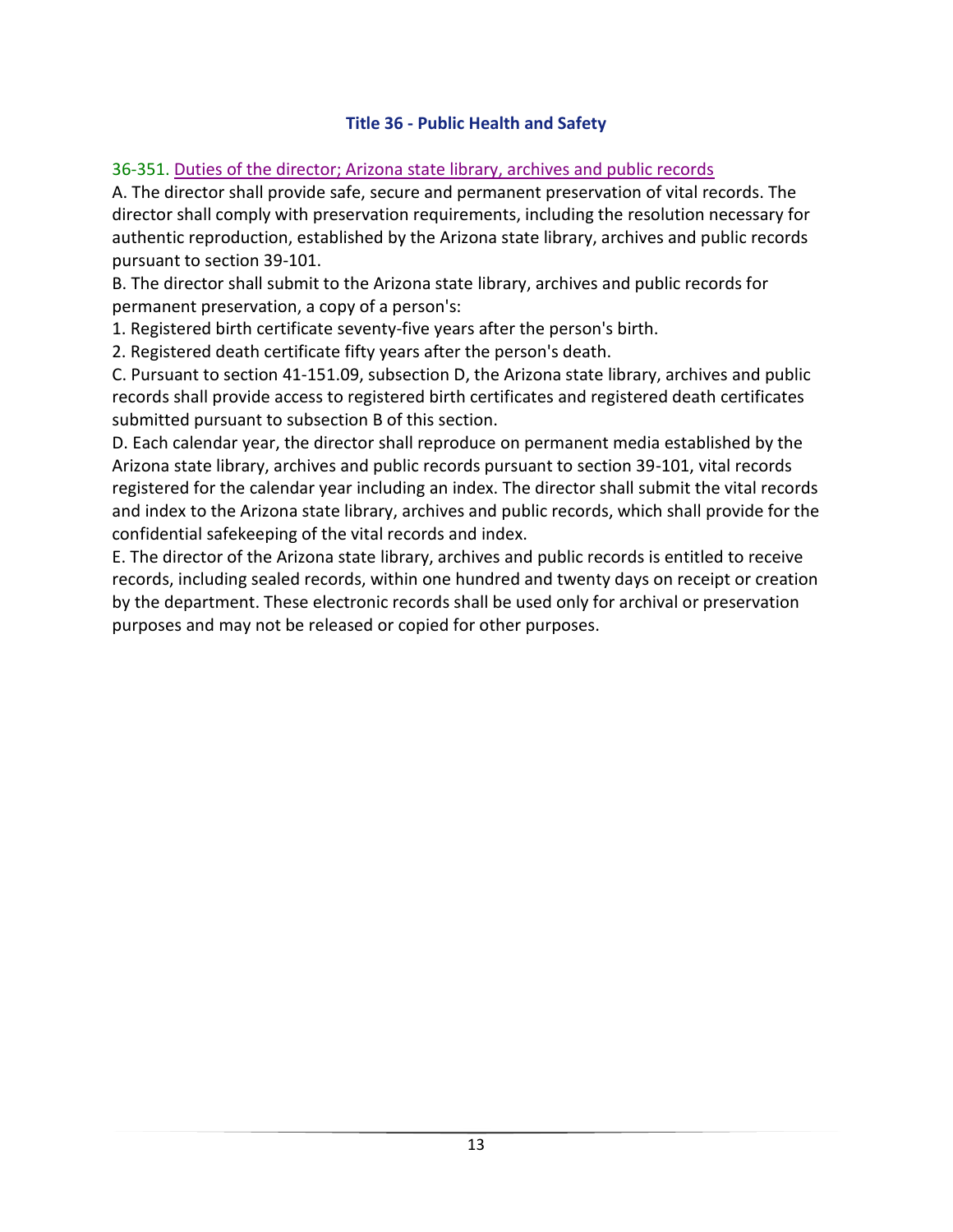## Title 36 - Public Health and Safety

### 36-351. Duties of the director; Arizona state library, archives and public records

A. The director shall provide safe, secure and permanent preservation of vital records. The director shall comply with preservation requirements, including the resolution necessary for authentic reproduction, established by the Arizona state library, archives and public records pursuant to section 39-101.

B. The director shall submit to the Arizona state library, archives and public records for permanent preservation, a copy of a person's:

1. Registered birth certificate seventy-five years after the person's birth.
2. Registered death certificate fifty years after the person's death.

C. Pursuant to section 41-151.09, subsection D, the Arizona state library, archives and public records shall provide access to registered birth certificates and registered death certificates submitted pursuant to subsection B of this section.

D. Each calendar year, the director shall reproduce on permanent media established by the Arizona state library, archives and public records pursuant to section 39-101, vital records registered for the calendar year including an index. The director shall submit the vital records and index to the Arizona state library, archives and public records, which shall provide for the confidential safekeeping of the vital records and index.

E. The director of the Arizona state library, archives and public records is entitled to receive records, including sealed records, within one hundred and twenty days on receipt or creation by the department. These electronic records shall be used only for archival or preservation purposes and may not be released or copied for other purposes.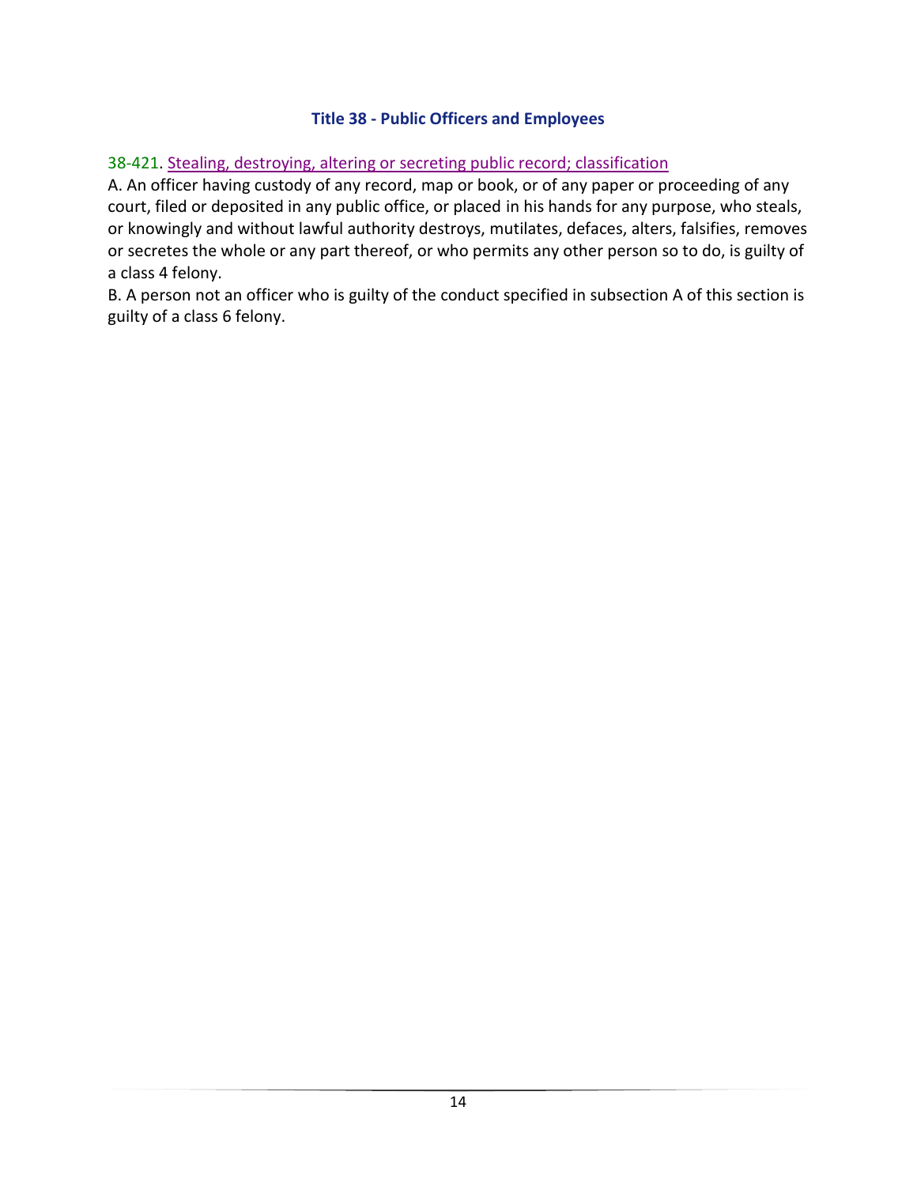### Title 38 - Public Officers and Employees

38-421. Stealing, destroying, altering or secreting public record; classification

A. An officer having custody of any record, map or book, or of any paper or proceeding of any court, filed or deposited in any public office, or placed in his hands for any purpose, who steals, or knowingly and without lawful authority destroys, mutilates, defaces, alters, falsifies, removes or secretes the whole or any part thereof, or who permits any other person so to do, is guilty of a class 4 felony.

B. A person not an officer who is guilty of the conduct specified in subsection A of this section is guilty of a class 6 felony.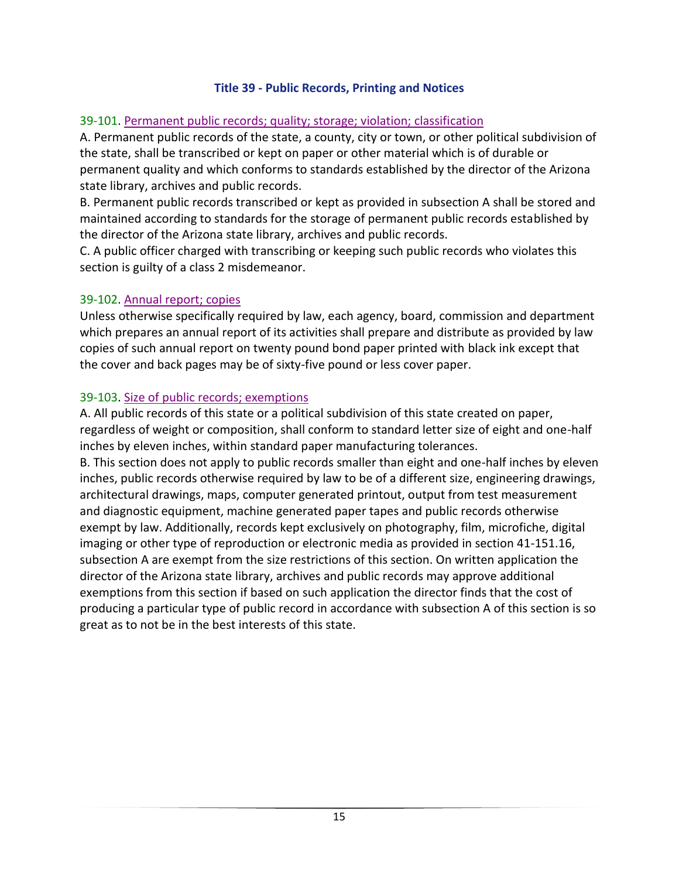# Title 39 - Public Records, Printing and Notices

## 39-101. Permanent public records; quality; storage; violation; classification

A. Permanent public records of the state, a county, city or town, or other political subdivision of the state, shall be transcribed or kept on paper or other material which is of durable or permanent quality and which conforms to standards established by the director of the Arizona state library, archives and public records.

B. Permanent public records transcribed or kept as provided in subsection A shall be stored and maintained according to standards for the storage of permanent public records established by the director of the Arizona state library, archives and public records.

C. A public officer charged with transcribing or keeping such public records who violates this section is guilty of a class 2 misdemeanor.

## 39-102. Annual report; copies

Unless otherwise specifically required by law, each agency, board, commission and department which prepares an annual report of its activities shall prepare and distribute as provided by law copies of such annual report on twenty pound bond paper printed with black ink except that the cover and back pages may be of sixty-five pound or less cover paper.

## 39-103. Size of public records; exemptions

A. All public records of this state or a political subdivision of this state created on paper, regardless of weight or composition, shall conform to standard letter size of eight and one-half inches by eleven inches, within standard paper manufacturing tolerances.

B. This section does not apply to public records smaller than eight and one-half inches by eleven inches, public records otherwise required by law to be of a different size, engineering drawings, architectural drawings, maps, computer generated printout, output from test measurement and diagnostic equipment, machine generated paper tapes and public records otherwise exempt by law. Additionally, records kept exclusively on photography, film, microfiche, digital imaging or other type of reproduction or electronic media as provided in section 41-151.16, subsection A are exempt from the size restrictions of this section. On written application the director of the Arizona state library, archives and public records may approve additional exemptions from this section if based on such application the director finds that the cost of producing a particular type of public record in accordance with subsection A of this section is so great as to not be in the best interests of this state.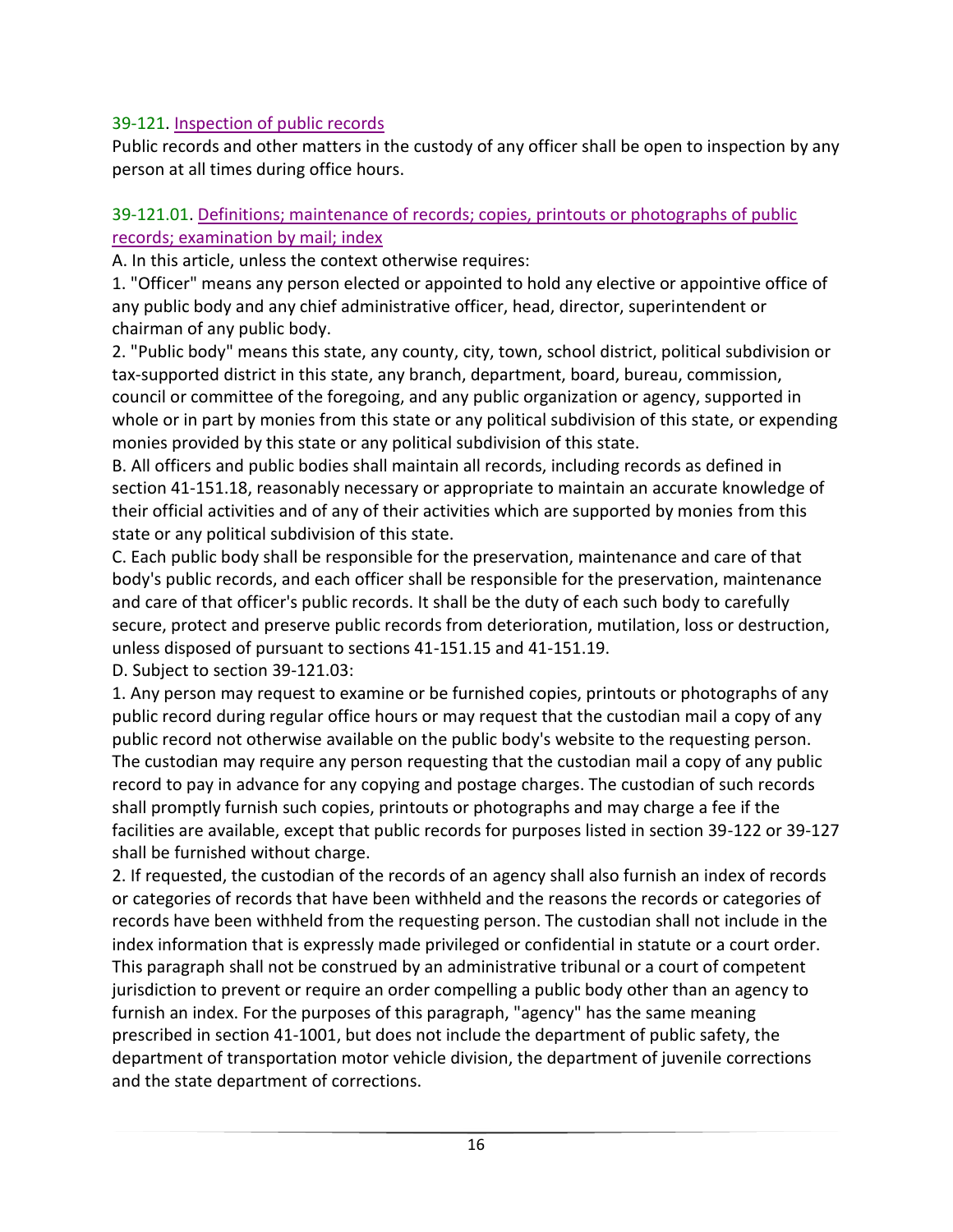### 39-121. Inspection of public records

Public records and other matters in the custody of any officer shall be open to inspection by any person at all times during office hours.

### 39-121.01. Definitions; maintenance of records; copies, printouts or photographs of public records; examination by mail; index

A. In this article, unless the context otherwise requires:

1. "Officer" means any person elected or appointed to hold any elective or appointive office of any public body and any chief administrative officer, head, director, superintendent or chairman of any public body.

2. "Public body" means this state, any county, city, town, school district, political subdivision or tax-supported district in this state, any branch, department, board, bureau, commission, council or committee of the foregoing, and any public organization or agency, supported in whole or in part by monies from this state or any political subdivision of this state, or expending monies provided by this state or any political subdivision of this state.

B. All officers and public bodies shall maintain all records, including records as defined in section 41-151.18, reasonably necessary or appropriate to maintain an accurate knowledge of their official activities and of any of their activities which are supported by monies from this state or any political subdivision of this state.

C. Each public body shall be responsible for the preservation, maintenance and care of that body's public records, and each officer shall be responsible for the preservation, maintenance and care of that officer's public records. It shall be the duty of each such body to carefully secure, protect and preserve public records from deterioration, mutilation, loss or destruction, unless disposed of pursuant to sections 41-151.15 and 41-151.19.

D. Subject to section 39-121.03:

1. Any person may request to examine or be furnished copies, printouts or photographs of any public record during regular office hours or may request that the custodian mail a copy of any public record not otherwise available on the public body's website to the requesting person. The custodian may require any person requesting that the custodian mail a copy of any public record to pay in advance for any copying and postage charges. The custodian of such records shall promptly furnish such copies, printouts or photographs and may charge a fee if the facilities are available, except that public records for purposes listed in section 39-122 or 39-127 shall be furnished without charge.

2. If requested, the custodian of the records of an agency shall also furnish an index of records or categories of records that have been withheld and the reasons the records or categories of records have been withheld from the requesting person. The custodian shall not include in the index information that is expressly made privileged or confidential in statute or a court order. This paragraph shall not be construed by an administrative tribunal or a court of competent jurisdiction to prevent or require an order compelling a public body other than an agency to furnish an index. For the purposes of this paragraph, "agency" has the same meaning prescribed in section 41-1001, but does not include the department of public safety, the department of transportation motor vehicle division, the department of juvenile corrections and the state department of corrections.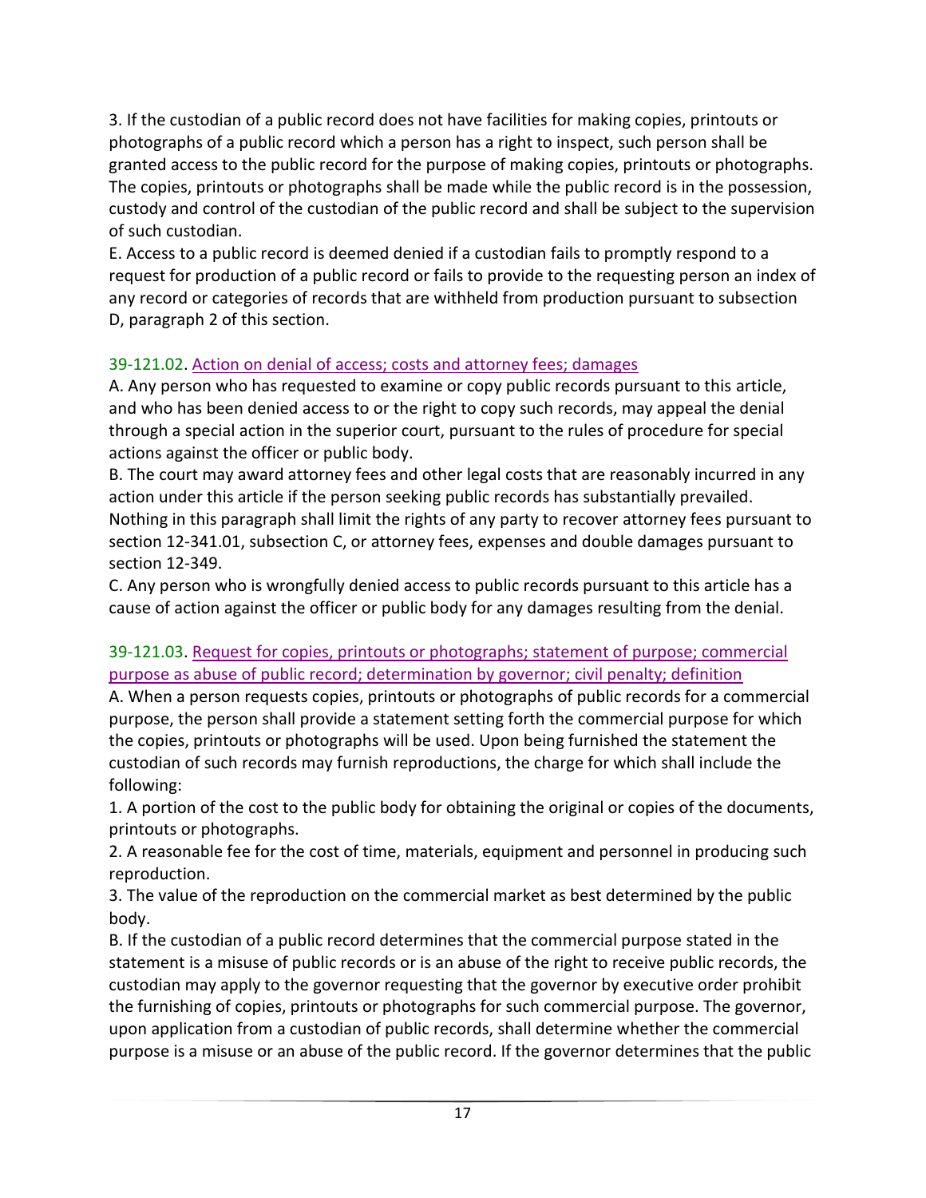3. If the custodian of a public record does not have facilities for making copies, printouts or photographs of a public record which a person has a right to inspect, such person shall be granted access to the public record for the purpose of making copies, printouts or photographs. The copies, printouts or photographs shall be made while the public record is in the possession, custody and control of the custodian of the public record and shall be subject to the supervision of such custodian.

E. Access to a public record is deemed denied if a custodian fails to promptly respond to a request for production of a public record or fails to provide to the requesting person an index of any record or categories of records that are withheld from production pursuant to subsection D, paragraph 2 of this section.

### 39-121.02. Action on denial of access; costs and attorney fees; damages

A. Any person who has requested to examine or copy public records pursuant to this article, and who has been denied access to or the right to copy such records, may appeal the denial through a special action in the superior court, pursuant to the rules of procedure for special actions against the officer or public body.

B. The court may award attorney fees and other legal costs that are reasonably incurred in any action under this article if the person seeking public records has substantially prevailed. Nothing in this paragraph shall limit the rights of any party to recover attorney fees pursuant to section 12-341.01, subsection C, or attorney fees, expenses and double damages pursuant to section 12-349.

C. Any person who is wrongfully denied access to public records pursuant to this article has a cause of action against the officer or public body for any damages resulting from the denial.

### 39-121.03. Request for copies, printouts or photographs; statement of purpose; commercial purpose as abuse of public record; determination by governor; civil penalty; definition

A. When a person requests copies, printouts or photographs of public records for a commercial purpose, the person shall provide a statement setting forth the commercial purpose for which the copies, printouts or photographs will be used. Upon being furnished the statement the custodian of such records may furnish reproductions, the charge for which shall include the following:

1. A portion of the cost to the public body for obtaining the original or copies of the documents, printouts or photographs.

2. A reasonable fee for the cost of time, materials, equipment and personnel in producing such reproduction.

3. The value of the reproduction on the commercial market as best determined by the public body.

B. If the custodian of a public record determines that the commercial purpose stated in the statement is a misuse of public records or is an abuse of the right to receive public records, the custodian may apply to the governor requesting that the governor by executive order prohibit the furnishing of copies, printouts or photographs for such commercial purpose. The governor, upon application from a custodian of public records, shall determine whether the commercial purpose is a misuse or an abuse of the public record. If the governor determines that the public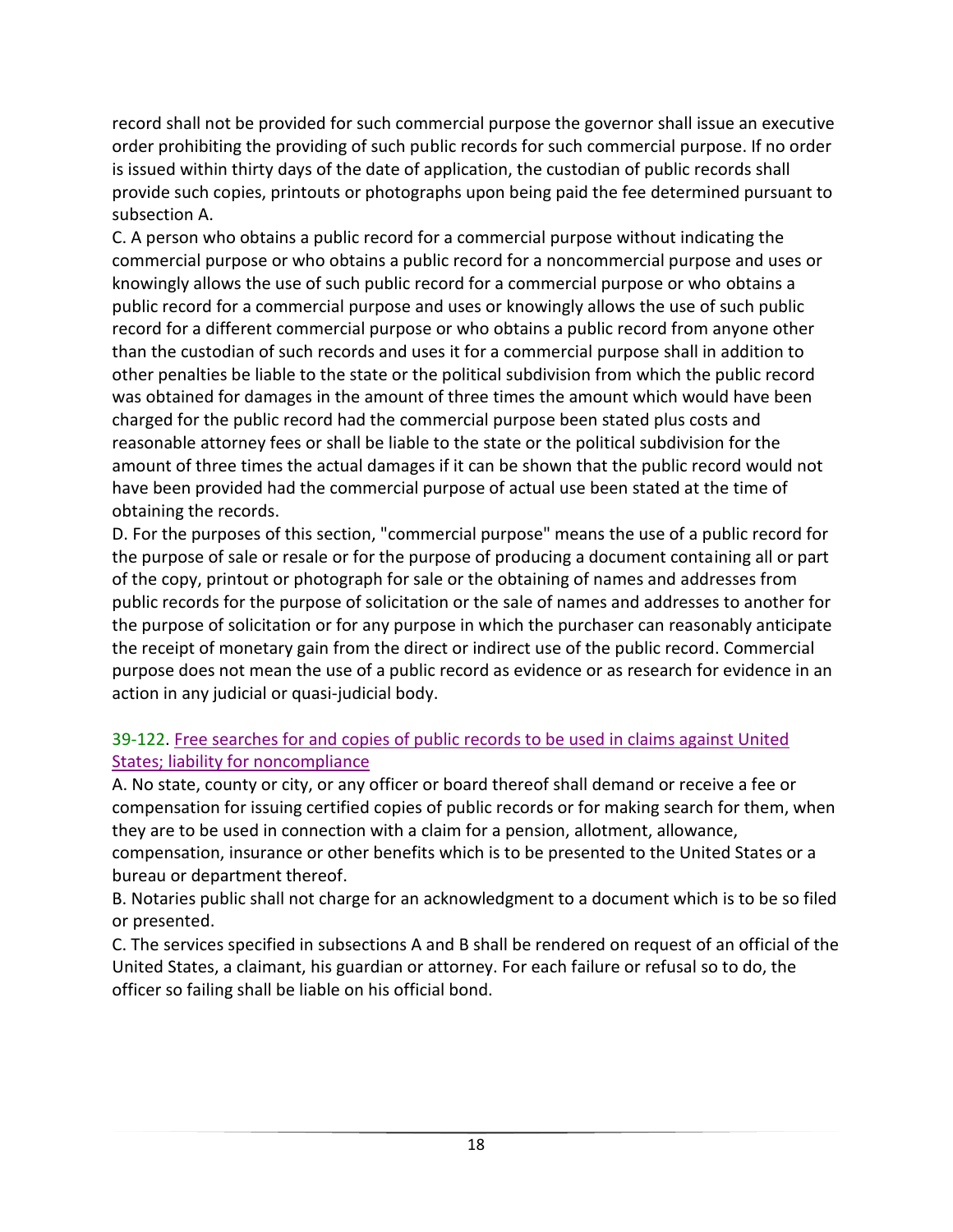record shall not be provided for such commercial purpose the governor shall issue an executive order prohibiting the providing of such public records for such commercial purpose. If no order is issued within thirty days of the date of application, the custodian of public records shall provide such copies, printouts or photographs upon being paid the fee determined pursuant to subsection A.

C. A person who obtains a public record for a commercial purpose without indicating the commercial purpose or who obtains a public record for a noncommercial purpose and uses or knowingly allows the use of such public record for a commercial purpose or who obtains a public record for a commercial purpose and uses or knowingly allows the use of such public record for a different commercial purpose or who obtains a public record from anyone other than the custodian of such records and uses it for a commercial purpose shall in addition to other penalties be liable to the state or the political subdivision from which the public record was obtained for damages in the amount of three times the amount which would have been charged for the public record had the commercial purpose been stated plus costs and reasonable attorney fees or shall be liable to the state or the political subdivision for the amount of three times the actual damages if it can be shown that the public record would not have been provided had the commercial purpose of actual use been stated at the time of obtaining the records.

D. For the purposes of this section, "commercial purpose" means the use of a public record for the purpose of sale or resale or for the purpose of producing a document containing all or part of the copy, printout or photograph for sale or the obtaining of names and addresses from public records for the purpose of solicitation or the sale of names and addresses to another for the purpose of solicitation or for any purpose in which the purchaser can reasonably anticipate the receipt of monetary gain from the direct or indirect use of the public record. Commercial purpose does not mean the use of a public record as evidence or as research for evidence in an action in any judicial or quasi-judicial body.

### 39-122. Free searches for and copies of public records to be used in claims against United States; liability for noncompliance

A. No state, county or city, or any officer or board thereof shall demand or receive a fee or compensation for issuing certified copies of public records or for making search for them, when they are to be used in connection with a claim for a pension, allotment, allowance, compensation, insurance or other benefits which is to be presented to the United States or a bureau or department thereof.

B. Notaries public shall not charge for an acknowledgment to a document which is to be so filed or presented.

C. The services specified in subsections A and B shall be rendered on request of an official of the United States, a claimant, his guardian or attorney. For each failure or refusal so to do, the officer so failing shall be liable on his official bond.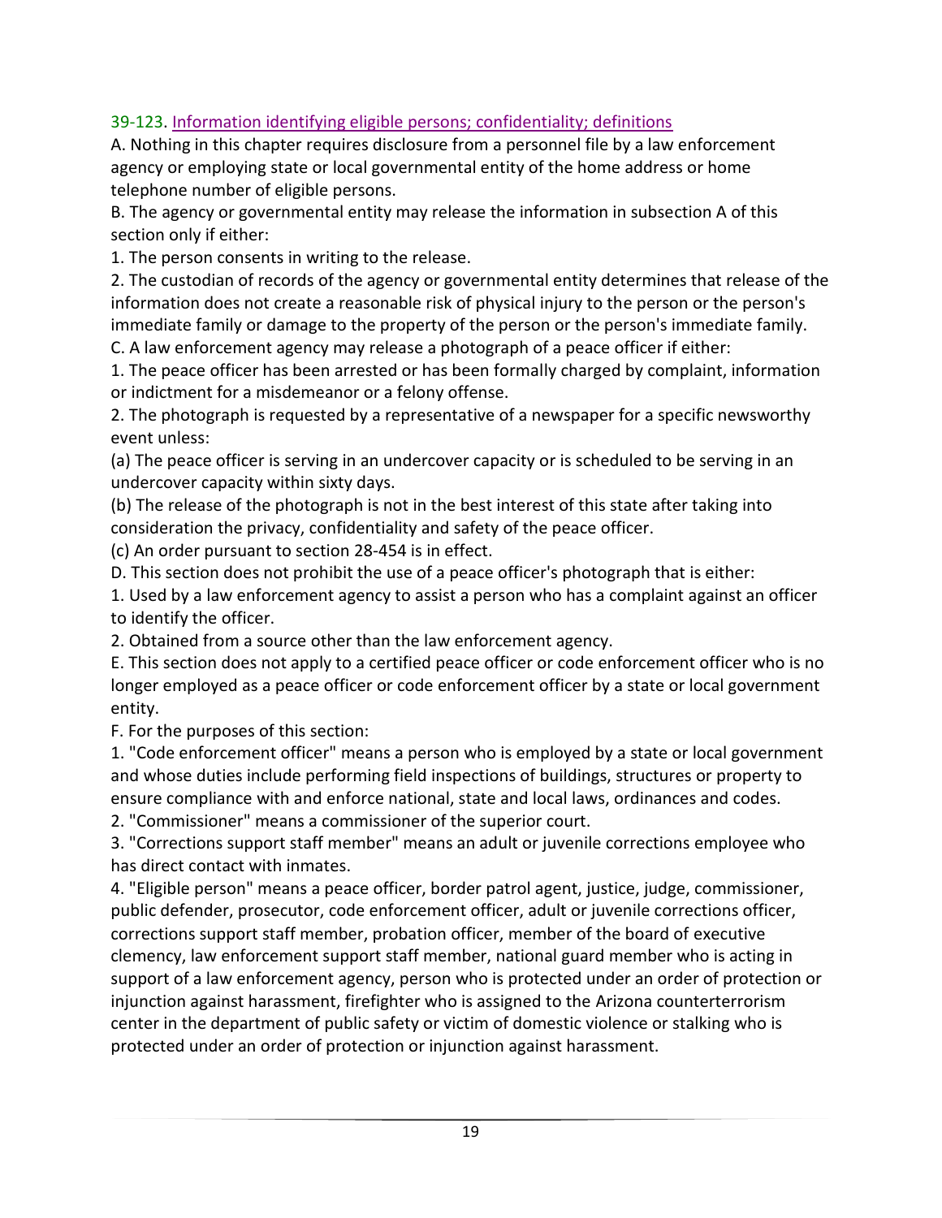### 39-123. Information identifying eligible persons; confidentiality; definitions

A. Nothing in this chapter requires disclosure from a personnel file by a law enforcement agency or employing state or local governmental entity of the home address or home telephone number of eligible persons.

B. The agency or governmental entity may release the information in subsection A of this section only if either:

1. The person consents in writing to the release.

2. The custodian of records of the agency or governmental entity determines that release of the information does not create a reasonable risk of physical injury to the person or the person's immediate family or damage to the property of the person or the person's immediate family.

C. A law enforcement agency may release a photograph of a peace officer if either:

1. The peace officer has been arrested or has been formally charged by complaint, information or indictment for a misdemeanor or a felony offense.

2. The photograph is requested by a representative of a newspaper for a specific newsworthy event unless:

(a) The peace officer is serving in an undercover capacity or is scheduled to be serving in an undercover capacity within sixty days.

(b) The release of the photograph is not in the best interest of this state after taking into consideration the privacy, confidentiality and safety of the peace officer.

(c) An order pursuant to section 28-454 is in effect.

D. This section does not prohibit the use of a peace officer's photograph that is either:

1. Used by a law enforcement agency to assist a person who has a complaint against an officer to identify the officer.

2. Obtained from a source other than the law enforcement agency.

E. This section does not apply to a certified peace officer or code enforcement officer who is no longer employed as a peace officer or code enforcement officer by a state or local government entity.

F. For the purposes of this section:

1. "Code enforcement officer" means a person who is employed by a state or local government and whose duties include performing field inspections of buildings, structures or property to ensure compliance with and enforce national, state and local laws, ordinances and codes.

2. "Commissioner" means a commissioner of the superior court.

3. "Corrections support staff member" means an adult or juvenile corrections employee who has direct contact with inmates.

4. "Eligible person" means a peace officer, border patrol agent, justice, judge, commissioner, public defender, prosecutor, code enforcement officer, adult or juvenile corrections officer, corrections support staff member, probation officer, member of the board of executive clemency, law enforcement support staff member, national guard member who is acting in support of a law enforcement agency, person who is protected under an order of protection or injunction against harassment, firefighter who is assigned to the Arizona counterterrorism center in the department of public safety or victim of domestic violence or stalking who is protected under an order of protection or injunction against harassment.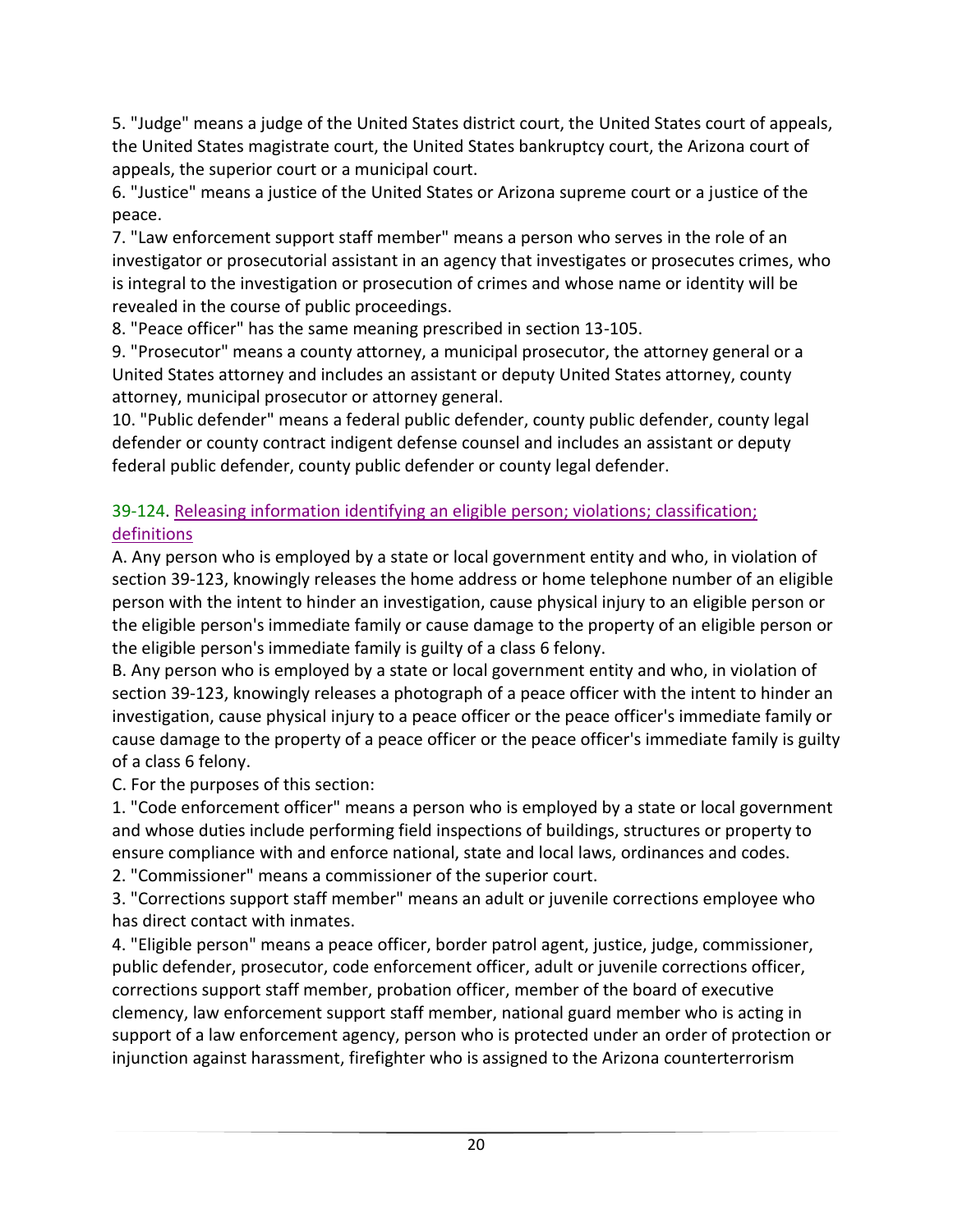5. "Judge" means a judge of the United States district court, the United States court of appeals, the United States magistrate court, the United States bankruptcy court, the Arizona court of appeals, the superior court or a municipal court.
6. "Justice" means a justice of the United States or Arizona supreme court or a justice of the peace.
7. "Law enforcement support staff member" means a person who serves in the role of an investigator or prosecutorial assistant in an agency that investigates or prosecutes crimes, who is integral to the investigation or prosecution of crimes and whose name or identity will be revealed in the course of public proceedings.
8. "Peace officer" has the same meaning prescribed in section 13-105.
9. "Prosecutor" means a county attorney, a municipal prosecutor, the attorney general or a United States attorney and includes an assistant or deputy United States attorney, county attorney, municipal prosecutor or attorney general.
10. "Public defender" means a federal public defender, county public defender, county legal defender or county contract indigent defense counsel and includes an assistant or deputy federal public defender, county public defender or county legal defender.

### 39-124. Releasing information identifying an eligible person; violations; classification; definitions

A. Any person who is employed by a state or local government entity and who, in violation of section 39-123, knowingly releases the home address or home telephone number of an eligible person with the intent to hinder an investigation, cause physical injury to an eligible person or the eligible person's immediate family or cause damage to the property of an eligible person or the eligible person's immediate family is guilty of a class 6 felony.
B. Any person who is employed by a state or local government entity and who, in violation of section 39-123, knowingly releases a photograph of a peace officer with the intent to hinder an investigation, cause physical injury to a peace officer or the peace officer's immediate family or cause damage to the property of a peace officer or the peace officer's immediate family is guilty of a class 6 felony.
C. For the purposes of this section:
1. "Code enforcement officer" means a person who is employed by a state or local government and whose duties include performing field inspections of buildings, structures or property to ensure compliance with and enforce national, state and local laws, ordinances and codes.
2. "Commissioner" means a commissioner of the superior court.
3. "Corrections support staff member" means an adult or juvenile corrections employee who has direct contact with inmates.
4. "Eligible person" means a peace officer, border patrol agent, justice, judge, commissioner, public defender, prosecutor, code enforcement officer, adult or juvenile corrections officer, corrections support staff member, probation officer, member of the board of executive clemency, law enforcement support staff member, national guard member who is acting in support of a law enforcement agency, person who is protected under an order of protection or injunction against harassment, firefighter who is assigned to the Arizona counterterrorism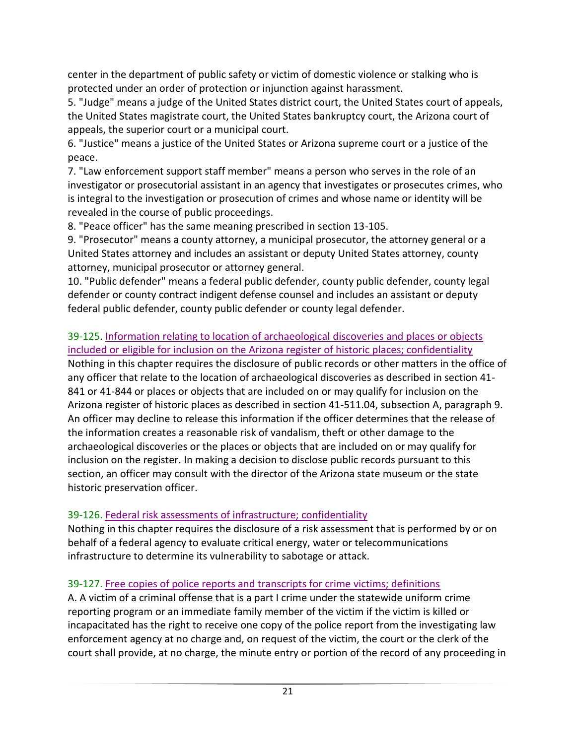center in the department of public safety or victim of domestic violence or stalking who is protected under an order of protection or injunction against harassment.

5. "Judge" means a judge of the United States district court, the United States court of appeals, the United States magistrate court, the United States bankruptcy court, the Arizona court of appeals, the superior court or a municipal court.

6. "Justice" means a justice of the United States or Arizona supreme court or a justice of the peace.

7. "Law enforcement support staff member" means a person who serves in the role of an investigator or prosecutorial assistant in an agency that investigates or prosecutes crimes, who is integral to the investigation or prosecution of crimes and whose name or identity will be revealed in the course of public proceedings.

8. "Peace officer" has the same meaning prescribed in section 13-105.

9. "Prosecutor" means a county attorney, a municipal prosecutor, the attorney general or a United States attorney and includes an assistant or deputy United States attorney, county attorney, municipal prosecutor or attorney general.

10. "Public defender" means a federal public defender, county public defender, county legal defender or county contract indigent defense counsel and includes an assistant or deputy federal public defender, county public defender or county legal defender.

### 39-125. Information relating to location of archaeological discoveries and places or objects included or eligible for inclusion on the Arizona register of historic places; confidentiality

Nothing in this chapter requires the disclosure of public records or other matters in the office of any officer that relate to the location of archaeological discoveries as described in section 41-841 or 41-844 or places or objects that are included on or may qualify for inclusion on the Arizona register of historic places as described in section 41-511.04, subsection A, paragraph 9. An officer may decline to release this information if the officer determines that the release of the information creates a reasonable risk of vandalism, theft or other damage to the archaeological discoveries or the places or objects that are included on or may qualify for inclusion on the register. In making a decision to disclose public records pursuant to this section, an officer may consult with the director of the Arizona state museum or the state historic preservation officer.

### 39-126. Federal risk assessments of infrastructure; confidentiality

Nothing in this chapter requires the disclosure of a risk assessment that is performed by or on behalf of a federal agency to evaluate critical energy, water or telecommunications infrastructure to determine its vulnerability to sabotage or attack.

### 39-127. Free copies of police reports and transcripts for crime victims; definitions

A. A victim of a criminal offense that is a part I crime under the statewide uniform crime reporting program or an immediate family member of the victim if the victim is killed or incapacitated has the right to receive one copy of the police report from the investigating law enforcement agency at no charge and, on request of the victim, the court or the clerk of the court shall provide, at no charge, the minute entry or portion of the record of any proceeding in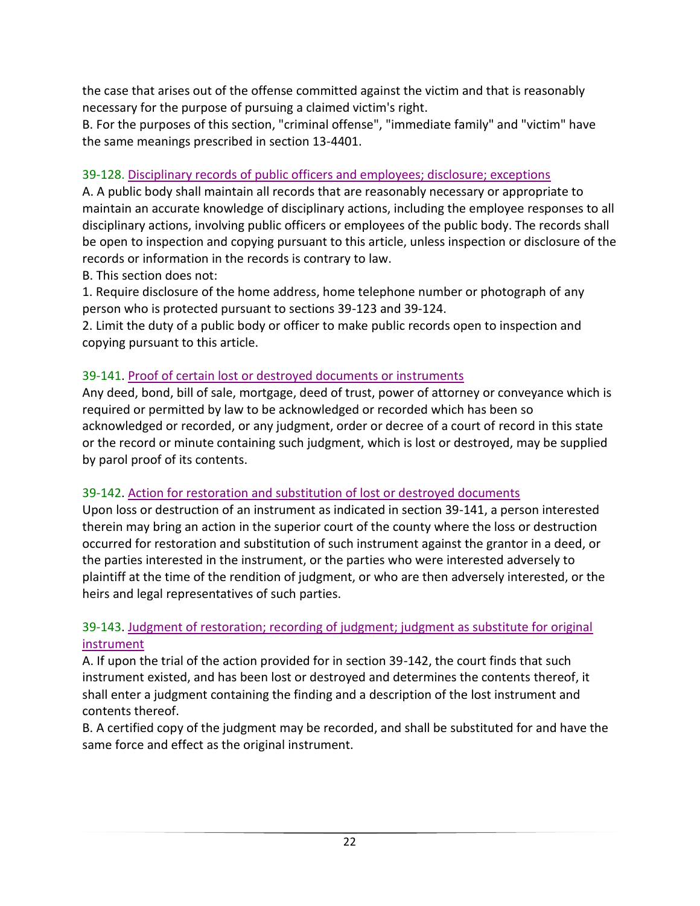the case that arises out of the offense committed against the victim and that is reasonably necessary for the purpose of pursuing a claimed victim's right.

B. For the purposes of this section, "criminal offense", "immediate family" and "victim" have the same meanings prescribed in section 13-4401.

### 39-128. Disciplinary records of public officers and employees; disclosure; exceptions

A. A public body shall maintain all records that are reasonably necessary or appropriate to maintain an accurate knowledge of disciplinary actions, including the employee responses to all disciplinary actions, involving public officers or employees of the public body. The records shall be open to inspection and copying pursuant to this article, unless inspection or disclosure of the records or information in the records is contrary to law.

B. This section does not:

1. Require disclosure of the home address, home telephone number or photograph of any person who is protected pursuant to sections 39-123 and 39-124.
2. Limit the duty of a public body or officer to make public records open to inspection and copying pursuant to this article.

### 39-141. Proof of certain lost or destroyed documents or instruments

Any deed, bond, bill of sale, mortgage, deed of trust, power of attorney or conveyance which is required or permitted by law to be acknowledged or recorded which has been so acknowledged or recorded, or any judgment, order or decree of a court of record in this state or the record or minute containing such judgment, which is lost or destroyed, may be supplied by parol proof of its contents.

### 39-142. Action for restoration and substitution of lost or destroyed documents

Upon loss or destruction of an instrument as indicated in section 39-141, a person interested therein may bring an action in the superior court of the county where the loss or destruction occurred for restoration and substitution of such instrument against the grantor in a deed, or the parties interested in the instrument, or the parties who were interested adversely to plaintiff at the time of the rendition of judgment, or who are then adversely interested, or the heirs and legal representatives of such parties.

### 39-143. Judgment of restoration; recording of judgment; judgment as substitute for original instrument

A. If upon the trial of the action provided for in section 39-142, the court finds that such instrument existed, and has been lost or destroyed and determines the contents thereof, it shall enter a judgment containing the finding and a description of the lost instrument and contents thereof.

B. A certified copy of the judgment may be recorded, and shall be substituted for and have the same force and effect as the original instrument.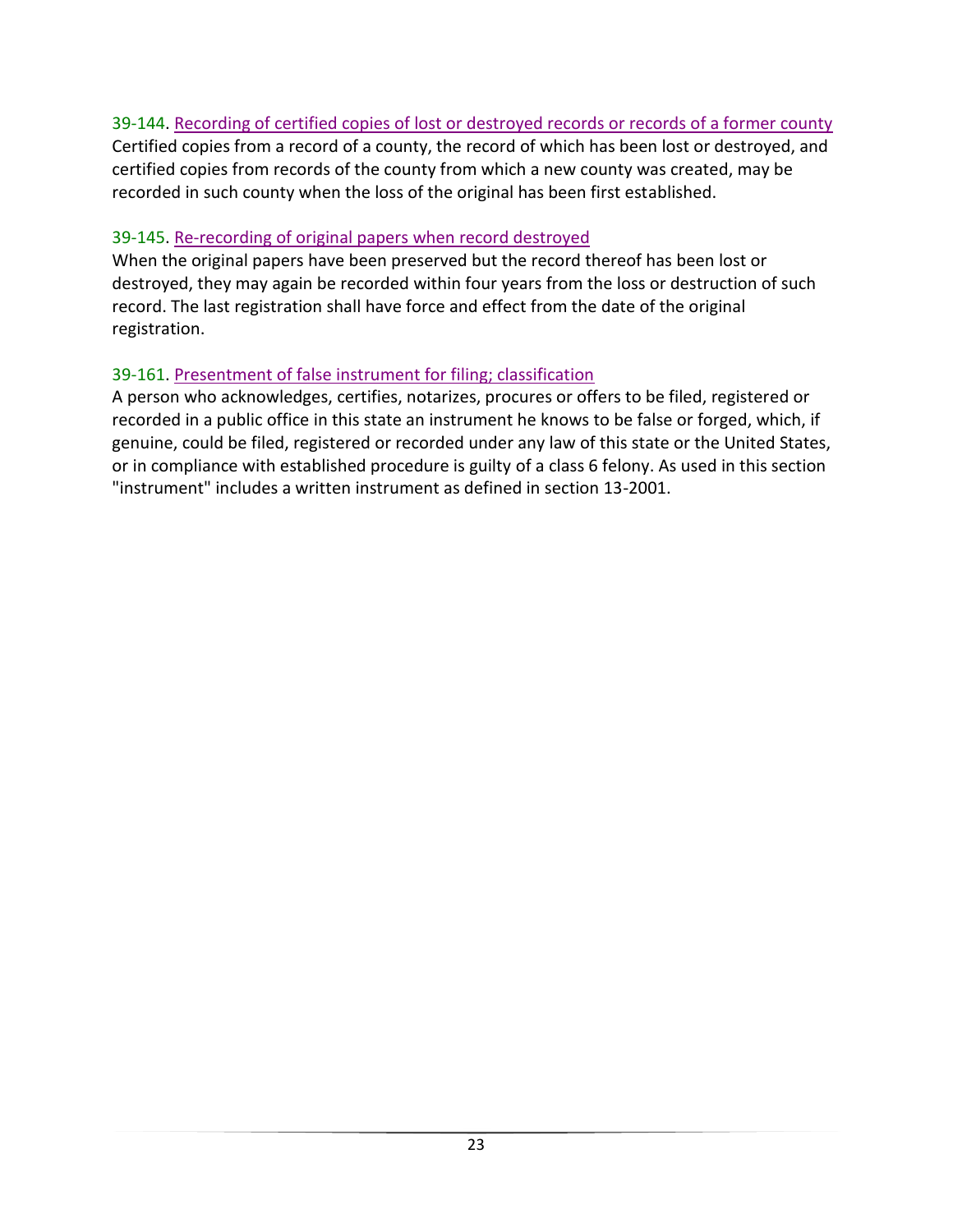### 39-144. Recording of certified copies of lost or destroyed records or records of a former county

Certified copies from a record of a county, the record of which has been lost or destroyed, and certified copies from records of the county from which a new county was created, may be recorded in such county when the loss of the original has been first established.

### 39-145. Re-recording of original papers when record destroyed

When the original papers have been preserved but the record thereof has been lost or destroyed, they may again be recorded within four years from the loss or destruction of such record. The last registration shall have force and effect from the date of the original registration.

### 39-161. Presentment of false instrument for filing; classification

A person who acknowledges, certifies, notarizes, procures or offers to be filed, registered or recorded in a public office in this state an instrument he knows to be false or forged, which, if genuine, could be filed, registered or recorded under any law of this state or the United States, or in compliance with established procedure is guilty of a class 6 felony. As used in this section "instrument" includes a written instrument as defined in section 13-2001.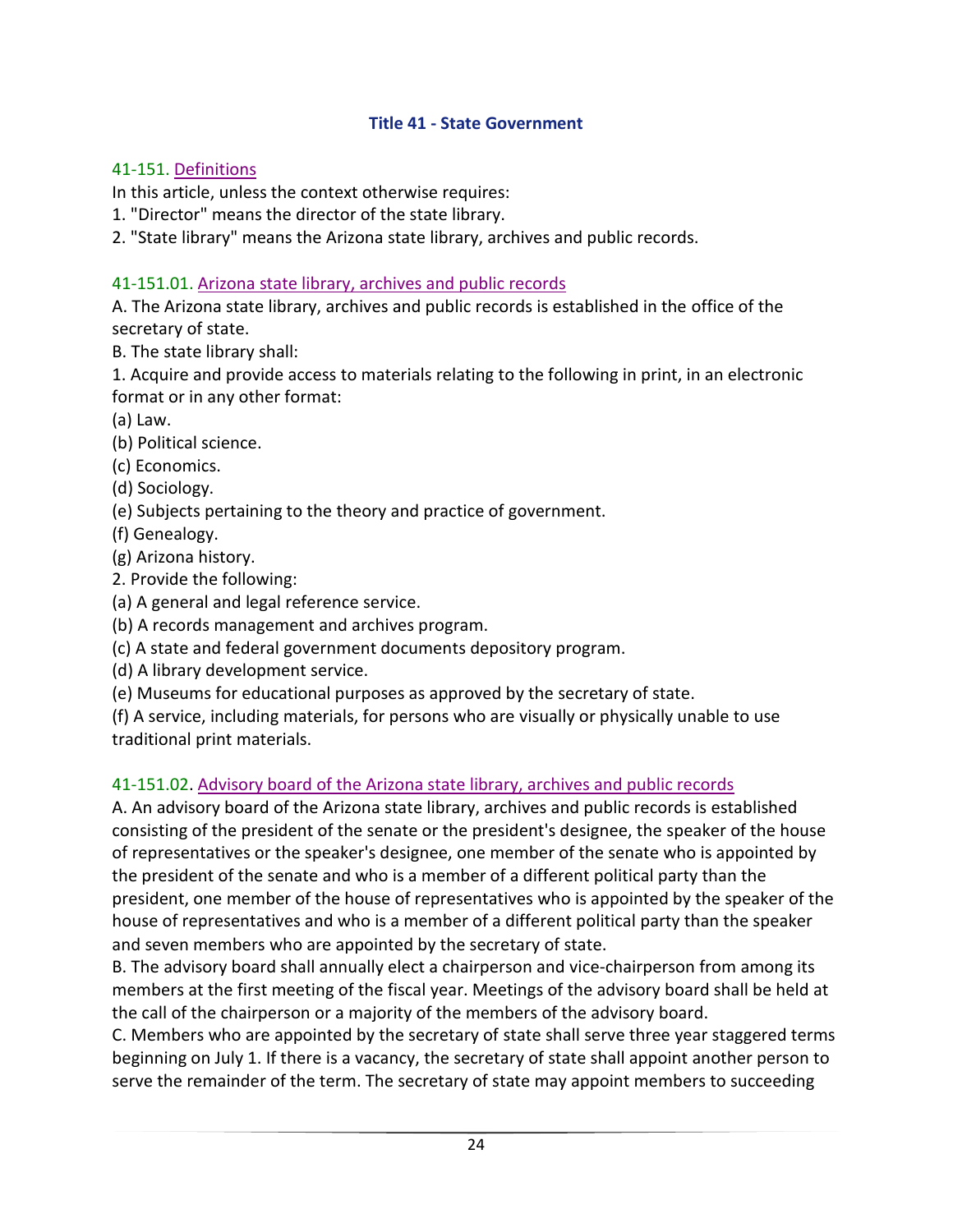## Title 41 - State Government

### 41-151. Definitions

In this article, unless the context otherwise requires:

1. "Director" means the director of the state library.
2. "State library" means the Arizona state library, archives and public records.

### 41-151.01. Arizona state library, archives and public records

A. The Arizona state library, archives and public records is established in the office of the secretary of state.

B. The state library shall:

1. Acquire and provide access to materials relating to the following in print, in an electronic format or in any other format:

(a) Law.

(b) Political science.

(c) Economics.

(d) Sociology.

(e) Subjects pertaining to the theory and practice of government.

(f) Genealogy.

(g) Arizona history.

2. Provide the following:

(a) A general and legal reference service.

(b) A records management and archives program.

(c) A state and federal government documents depository program.

(d) A library development service.

(e) Museums for educational purposes as approved by the secretary of state.

(f) A service, including materials, for persons who are visually or physically unable to use traditional print materials.

### 41-151.02. Advisory board of the Arizona state library, archives and public records

A. An advisory board of the Arizona state library, archives and public records is established consisting of the president of the senate or the president's designee, the speaker of the house of representatives or the speaker's designee, one member of the senate who is appointed by the president of the senate and who is a member of a different political party than the president, one member of the house of representatives who is appointed by the speaker of the house of representatives and who is a member of a different political party than the speaker and seven members who are appointed by the secretary of state.

B. The advisory board shall annually elect a chairperson and vice-chairperson from among its members at the first meeting of the fiscal year. Meetings of the advisory board shall be held at the call of the chairperson or a majority of the members of the advisory board.

C. Members who are appointed by the secretary of state shall serve three year staggered terms beginning on July 1. If there is a vacancy, the secretary of state shall appoint another person to serve the remainder of the term. The secretary of state may appoint members to succeeding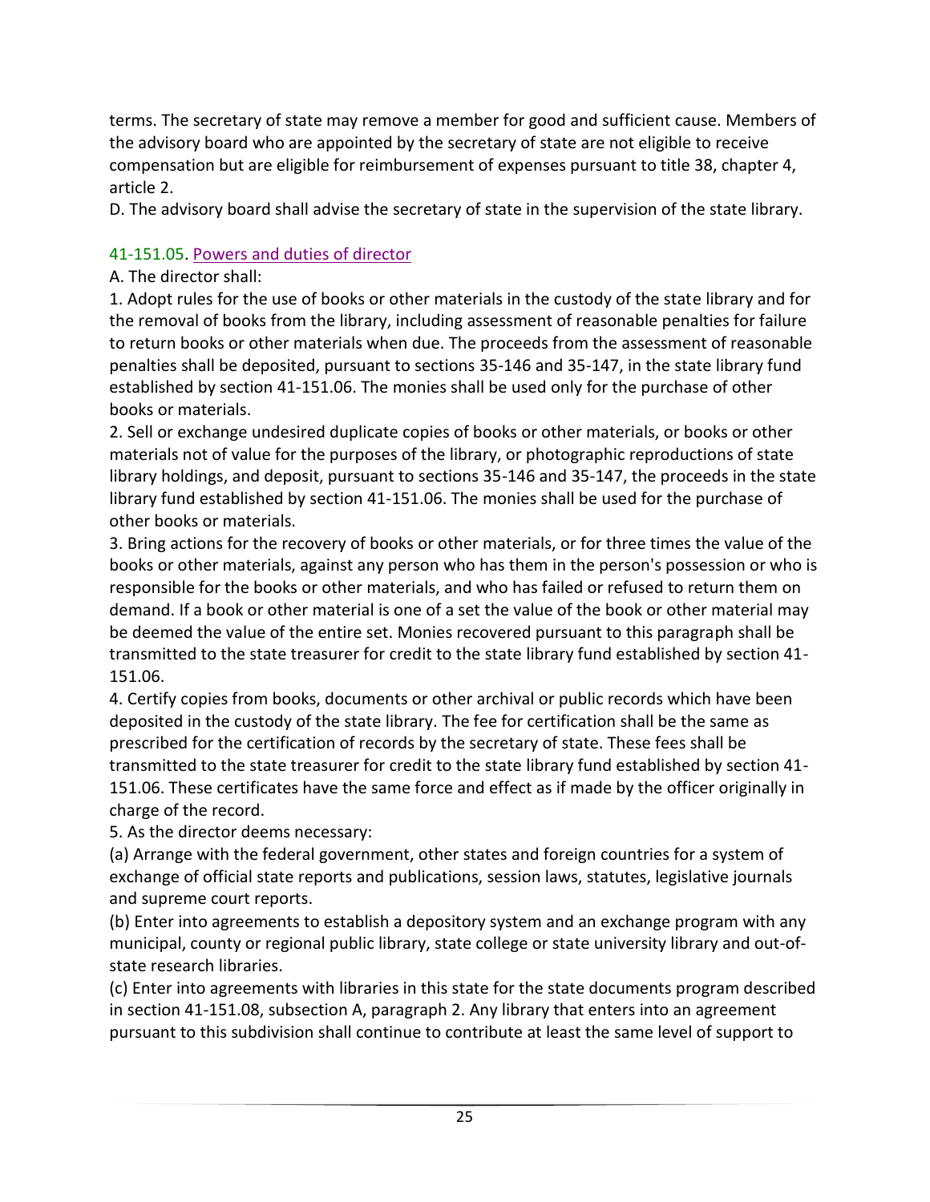terms. The secretary of state may remove a member for good and sufficient cause. Members of the advisory board who are appointed by the secretary of state are not eligible to receive compensation but are eligible for reimbursement of expenses pursuant to title 38, chapter 4, article 2.

D. The advisory board shall advise the secretary of state in the supervision of the state library.

### 41-151.05. Powers and duties of director

A. The director shall:

1. Adopt rules for the use of books or other materials in the custody of the state library and for the removal of books from the library, including assessment of reasonable penalties for failure to return books or other materials when due. The proceeds from the assessment of reasonable penalties shall be deposited, pursuant to sections 35-146 and 35-147, in the state library fund established by section 41-151.06. The monies shall be used only for the purchase of other books or materials.

2. Sell or exchange undesired duplicate copies of books or other materials, or books or other materials not of value for the purposes of the library, or photographic reproductions of state library holdings, and deposit, pursuant to sections 35-146 and 35-147, the proceeds in the state library fund established by section 41-151.06. The monies shall be used for the purchase of other books or materials.

3. Bring actions for the recovery of books or other materials, or for three times the value of the books or other materials, against any person who has them in the person's possession or who is responsible for the books or other materials, and who has failed or refused to return them on demand. If a book or other material is one of a set the value of the book or other material may be deemed the value of the entire set. Monies recovered pursuant to this paragraph shall be transmitted to the state treasurer for credit to the state library fund established by section 41-151.06.

4. Certify copies from books, documents or other archival or public records which have been deposited in the custody of the state library. The fee for certification shall be the same as prescribed for the certification of records by the secretary of state. These fees shall be transmitted to the state treasurer for credit to the state library fund established by section 41-151.06. These certificates have the same force and effect as if made by the officer originally in charge of the record.

5. As the director deems necessary:

(a) Arrange with the federal government, other states and foreign countries for a system of exchange of official state reports and publications, session laws, statutes, legislative journals and supreme court reports.

(b) Enter into agreements to establish a depository system and an exchange program with any municipal, county or regional public library, state college or state university library and out-of-state research libraries.

(c) Enter into agreements with libraries in this state for the state documents program described in section 41-151.08, subsection A, paragraph 2. Any library that enters into an agreement pursuant to this subdivision shall continue to contribute at least the same level of support to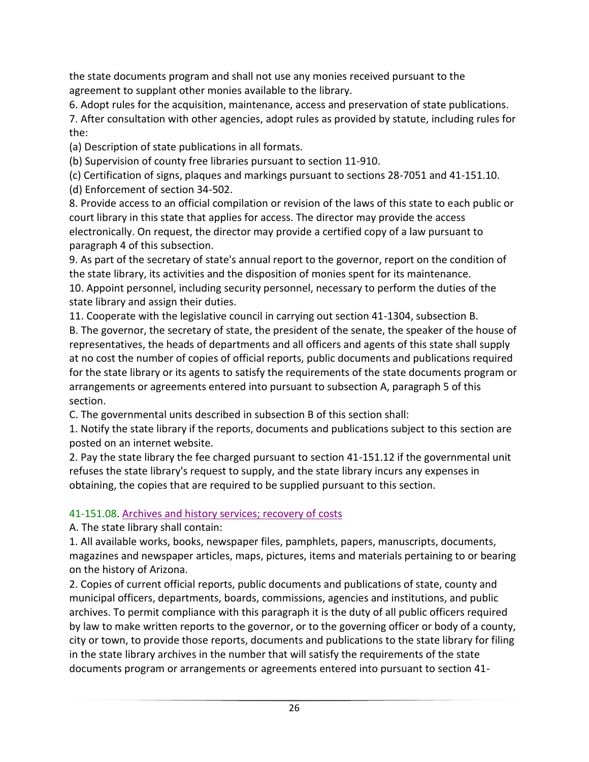the state documents program and shall not use any monies received pursuant to the agreement to supplant other monies available to the library.

6. Adopt rules for the acquisition, maintenance, access and preservation of state publications.

7. After consultation with other agencies, adopt rules as provided by statute, including rules for the:

(a) Description of state publications in all formats.

(b) Supervision of county free libraries pursuant to section 11-910.

(c) Certification of signs, plaques and markings pursuant to sections 28-7051 and 41-151.10.

(d) Enforcement of section 34-502.

8. Provide access to an official compilation or revision of the laws of this state to each public or court library in this state that applies for access. The director may provide the access electronically. On request, the director may provide a certified copy of a law pursuant to paragraph 4 of this subsection.

9. As part of the secretary of state's annual report to the governor, report on the condition of the state library, its activities and the disposition of monies spent for its maintenance.

10. Appoint personnel, including security personnel, necessary to perform the duties of the state library and assign their duties.

11. Cooperate with the legislative council in carrying out section 41-1304, subsection B.

B. The governor, the secretary of state, the president of the senate, the speaker of the house of representatives, the heads of departments and all officers and agents of this state shall supply at no cost the number of copies of official reports, public documents and publications required for the state library or its agents to satisfy the requirements of the state documents program or arrangements or agreements entered into pursuant to subsection A, paragraph 5 of this section.

C. The governmental units described in subsection B of this section shall:

1. Notify the state library if the reports, documents and publications subject to this section are posted on an internet website.

2. Pay the state library the fee charged pursuant to section 41-151.12 if the governmental unit refuses the state library's request to supply, and the state library incurs any expenses in obtaining, the copies that are required to be supplied pursuant to this section.

### 41-151.08. Archives and history services; recovery of costs

A. The state library shall contain:

1. All available works, books, newspaper files, pamphlets, papers, manuscripts, documents, magazines and newspaper articles, maps, pictures, items and materials pertaining to or bearing on the history of Arizona.

2. Copies of current official reports, public documents and publications of state, county and municipal officers, departments, boards, commissions, agencies and institutions, and public archives. To permit compliance with this paragraph it is the duty of all public officers required by law to make written reports to the governor, or to the governing officer or body of a county, city or town, to provide those reports, documents and publications to the state library for filing in the state library archives in the number that will satisfy the requirements of the state documents program or arrangements or agreements entered into pursuant to section 41-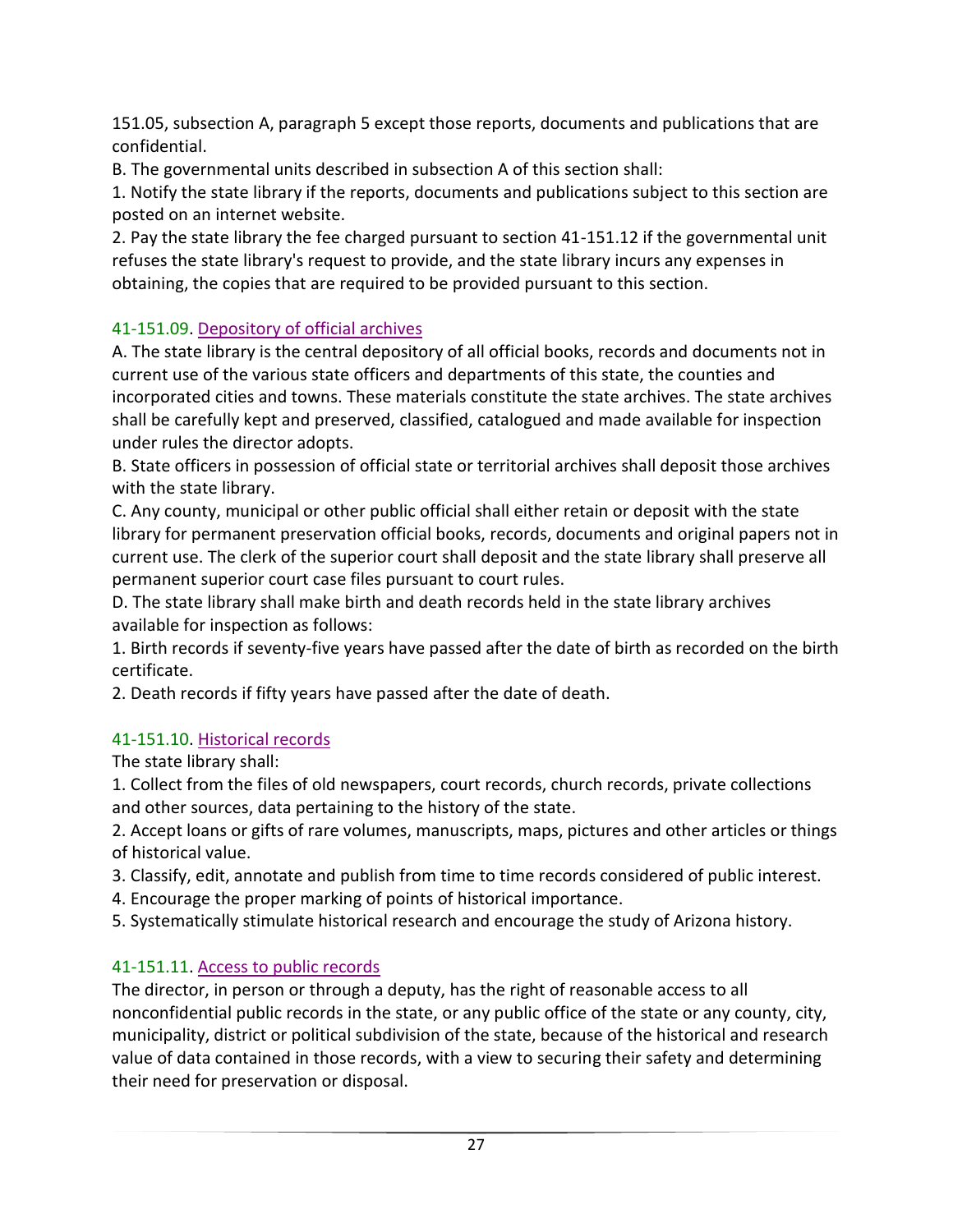151.05, subsection A, paragraph 5 except those reports, documents and publications that are confidential.

B. The governmental units described in subsection A of this section shall:

1. Notify the state library if the reports, documents and publications subject to this section are posted on an internet website.
2. Pay the state library the fee charged pursuant to section 41-151.12 if the governmental unit refuses the state library's request to provide, and the state library incurs any expenses in obtaining, the copies that are required to be provided pursuant to this section.

### 41-151.09. Depository of official archives

A. The state library is the central depository of all official books, records and documents not in current use of the various state officers and departments of this state, the counties and incorporated cities and towns. These materials constitute the state archives. The state archives shall be carefully kept and preserved, classified, catalogued and made available for inspection under rules the director adopts.

B. State officers in possession of official state or territorial archives shall deposit those archives with the state library.

C. Any county, municipal or other public official shall either retain or deposit with the state library for permanent preservation official books, records, documents and original papers not in current use. The clerk of the superior court shall deposit and the state library shall preserve all permanent superior court case files pursuant to court rules.

D. The state library shall make birth and death records held in the state library archives available for inspection as follows:

1. Birth records if seventy-five years have passed after the date of birth as recorded on the birth certificate.
2. Death records if fifty years have passed after the date of death.

### 41-151.10. Historical records

The state library shall:

1. Collect from the files of old newspapers, court records, church records, private collections and other sources, data pertaining to the history of the state.
2. Accept loans or gifts of rare volumes, manuscripts, maps, pictures and other articles or things of historical value.
3. Classify, edit, annotate and publish from time to time records considered of public interest.
4. Encourage the proper marking of points of historical importance.
5. Systematically stimulate historical research and encourage the study of Arizona history.

### 41-151.11. Access to public records

The director, in person or through a deputy, has the right of reasonable access to all nonconfidential public records in the state, or any public office of the state or any county, city, municipality, district or political subdivision of the state, because of the historical and research value of data contained in those records, with a view to securing their safety and determining their need for preservation or disposal.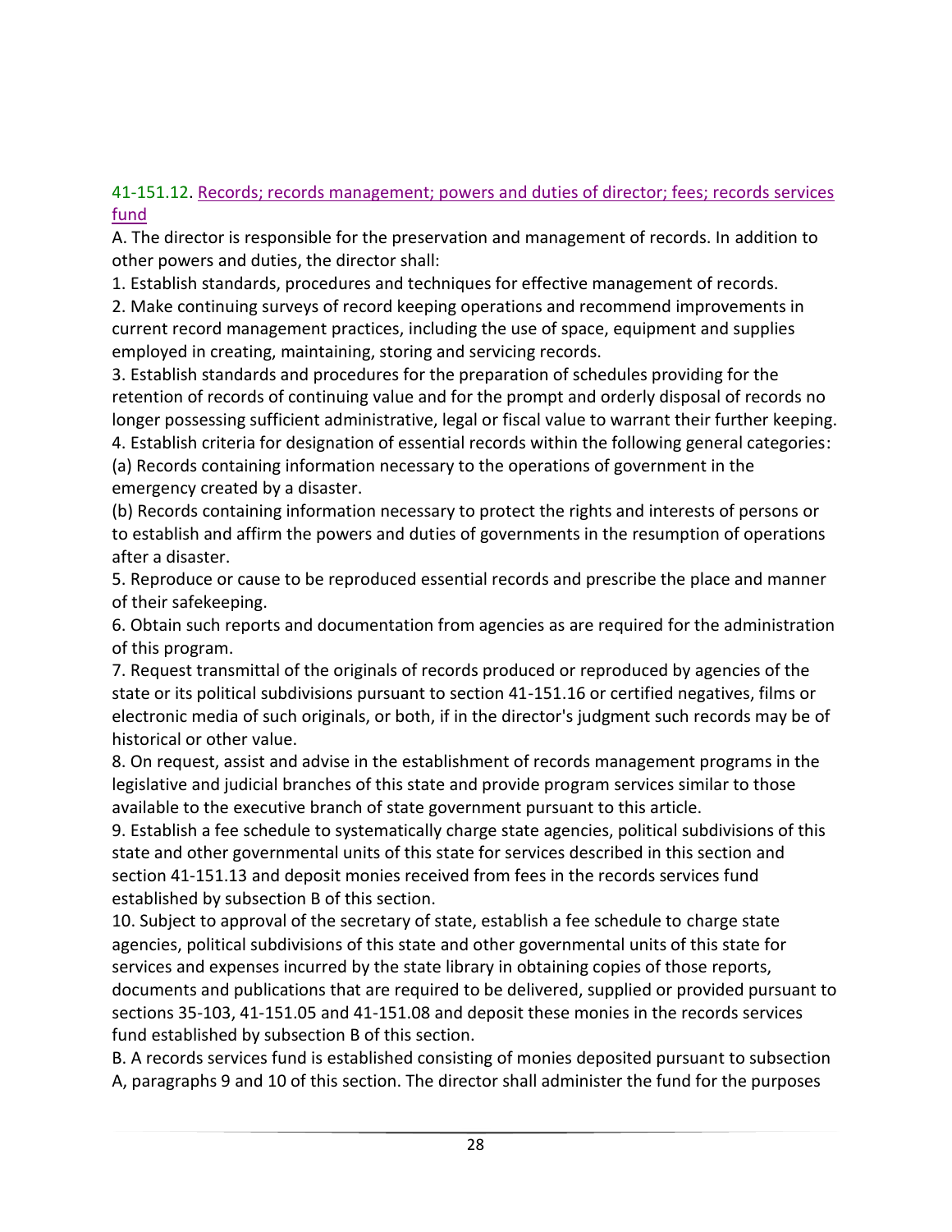41-151.12. Records; records management; powers and duties of director; fees; records services fund

A. The director is responsible for the preservation and management of records. In addition to other powers and duties, the director shall:

1. Establish standards, procedures and techniques for effective management of records.

2. Make continuing surveys of record keeping operations and recommend improvements in current record management practices, including the use of space, equipment and supplies employed in creating, maintaining, storing and servicing records.

3. Establish standards and procedures for the preparation of schedules providing for the retention of records of continuing value and for the prompt and orderly disposal of records no longer possessing sufficient administrative, legal or fiscal value to warrant their further keeping.

4. Establish criteria for designation of essential records within the following general categories:

(a) Records containing information necessary to the operations of government in the emergency created by a disaster.

(b) Records containing information necessary to protect the rights and interests of persons or to establish and affirm the powers and duties of governments in the resumption of operations after a disaster.

5. Reproduce or cause to be reproduced essential records and prescribe the place and manner of their safekeeping.

6. Obtain such reports and documentation from agencies as are required for the administration of this program.

7. Request transmittal of the originals of records produced or reproduced by agencies of the state or its political subdivisions pursuant to section 41-151.16 or certified negatives, films or electronic media of such originals, or both, if in the director's judgment such records may be of historical or other value.

8. On request, assist and advise in the establishment of records management programs in the legislative and judicial branches of this state and provide program services similar to those available to the executive branch of state government pursuant to this article.

9. Establish a fee schedule to systematically charge state agencies, political subdivisions of this state and other governmental units of this state for services described in this section and section 41-151.13 and deposit monies received from fees in the records services fund established by subsection B of this section.

10. Subject to approval of the secretary of state, establish a fee schedule to charge state agencies, political subdivisions of this state and other governmental units of this state for services and expenses incurred by the state library in obtaining copies of those reports, documents and publications that are required to be delivered, supplied or provided pursuant to sections 35-103, 41-151.05 and 41-151.08 and deposit these monies in the records services fund established by subsection B of this section.

B. A records services fund is established consisting of monies deposited pursuant to subsection A, paragraphs 9 and 10 of this section. The director shall administer the fund for the purposes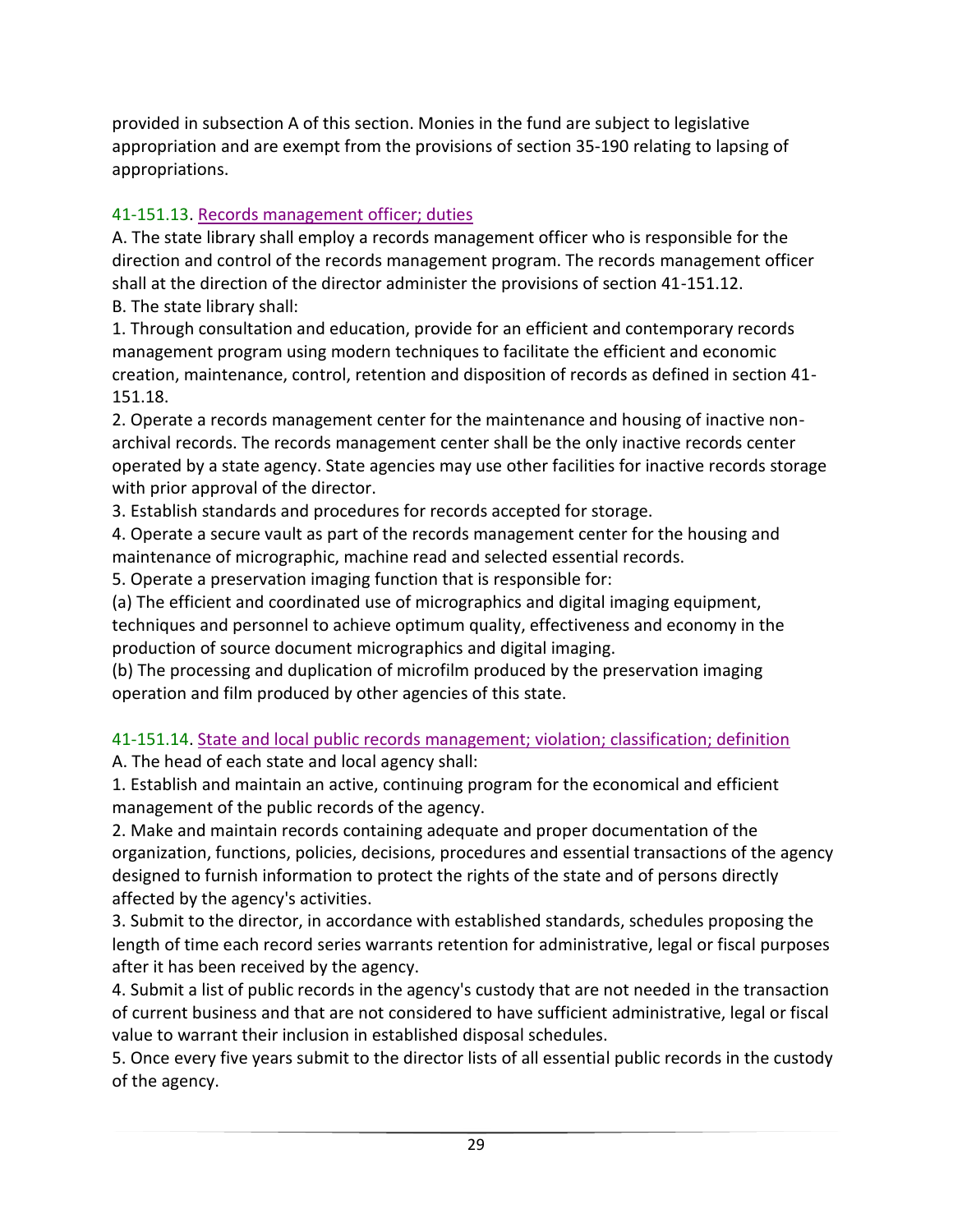provided in subsection A of this section. Monies in the fund are subject to legislative appropriation and are exempt from the provisions of section 35-190 relating to lapsing of appropriations.

### 41-151.13. Records management officer; duties

A. The state library shall employ a records management officer who is responsible for the direction and control of the records management program. The records management officer shall at the direction of the director administer the provisions of section 41-151.12.

B. The state library shall:

1. Through consultation and education, provide for an efficient and contemporary records management program using modern techniques to facilitate the efficient and economic creation, maintenance, control, retention and disposition of records as defined in section 41-151.18.

2. Operate a records management center for the maintenance and housing of inactive non-archival records. The records management center shall be the only inactive records center operated by a state agency. State agencies may use other facilities for inactive records storage with prior approval of the director.

3. Establish standards and procedures for records accepted for storage.

4. Operate a secure vault as part of the records management center for the housing and maintenance of micrographic, machine read and selected essential records.

5. Operate a preservation imaging function that is responsible for:

(a) The efficient and coordinated use of micrographics and digital imaging equipment, techniques and personnel to achieve optimum quality, effectiveness and economy in the production of source document micrographics and digital imaging.

(b) The processing and duplication of microfilm produced by the preservation imaging operation and film produced by other agencies of this state.

### 41-151.14. State and local public records management; violation; classification; definition

A. The head of each state and local agency shall:

1. Establish and maintain an active, continuing program for the economical and efficient management of the public records of the agency.

2. Make and maintain records containing adequate and proper documentation of the organization, functions, policies, decisions, procedures and essential transactions of the agency designed to furnish information to protect the rights of the state and of persons directly affected by the agency's activities.

3. Submit to the director, in accordance with established standards, schedules proposing the length of time each record series warrants retention for administrative, legal or fiscal purposes after it has been received by the agency.

4. Submit a list of public records in the agency's custody that are not needed in the transaction of current business and that are not considered to have sufficient administrative, legal or fiscal value to warrant their inclusion in established disposal schedules.

5. Once every five years submit to the director lists of all essential public records in the custody of the agency.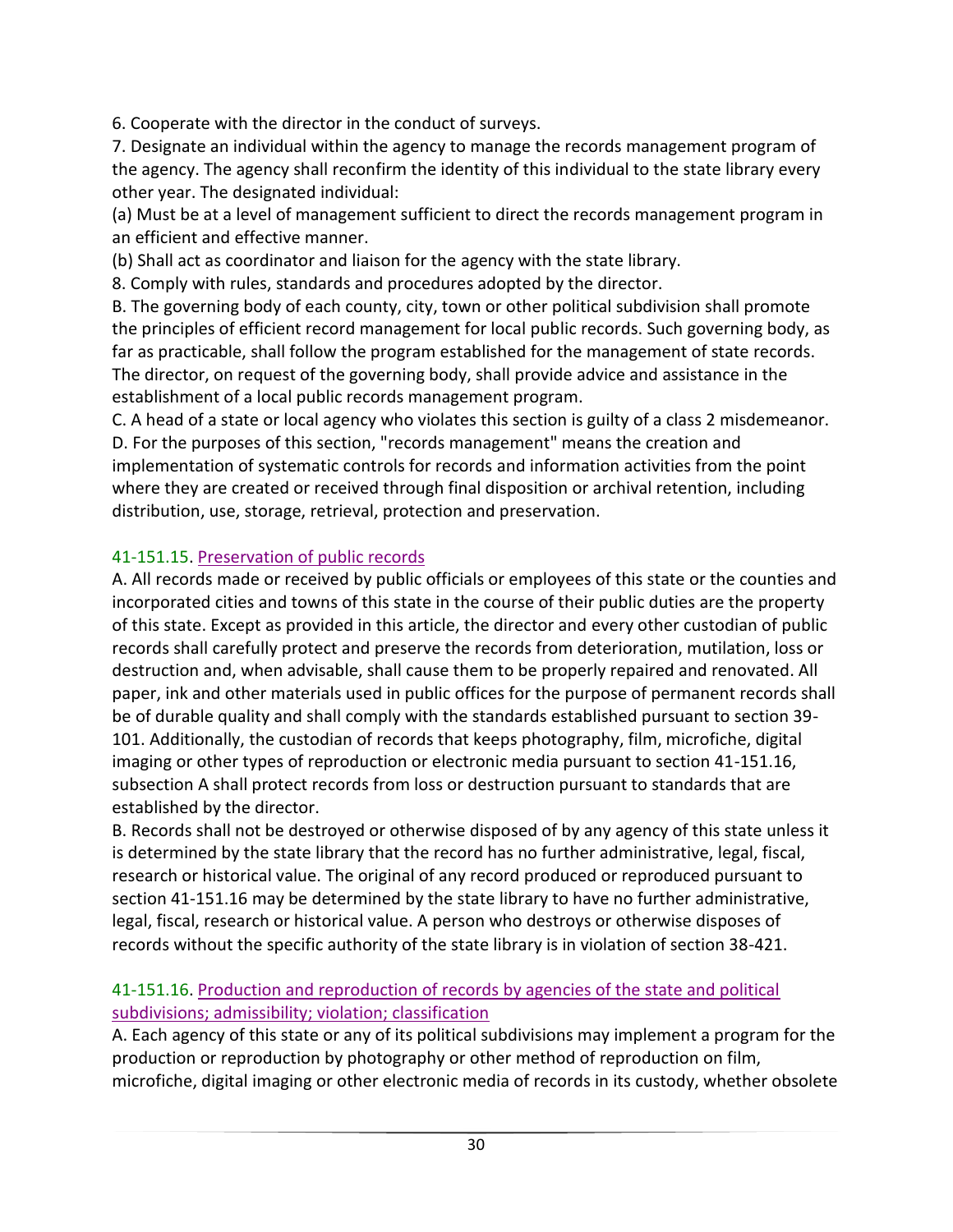6. Cooperate with the director in the conduct of surveys.

7. Designate an individual within the agency to manage the records management program of the agency. The agency shall reconfirm the identity of this individual to the state library every other year. The designated individual:

(a) Must be at a level of management sufficient to direct the records management program in an efficient and effective manner.

(b) Shall act as coordinator and liaison for the agency with the state library.

8. Comply with rules, standards and procedures adopted by the director.

B. The governing body of each county, city, town or other political subdivision shall promote the principles of efficient record management for local public records. Such governing body, as far as practicable, shall follow the program established for the management of state records. The director, on request of the governing body, shall provide advice and assistance in the establishment of a local public records management program.

C. A head of a state or local agency who violates this section is guilty of a class 2 misdemeanor.

D. For the purposes of this section, "records management" means the creation and implementation of systematic controls for records and information activities from the point where they are created or received through final disposition or archival retention, including distribution, use, storage, retrieval, protection and preservation.

### 41-151.15. Preservation of public records

A. All records made or received by public officials or employees of this state or the counties and incorporated cities and towns of this state in the course of their public duties are the property of this state. Except as provided in this article, the director and every other custodian of public records shall carefully protect and preserve the records from deterioration, mutilation, loss or destruction and, when advisable, shall cause them to be properly repaired and renovated. All paper, ink and other materials used in public offices for the purpose of permanent records shall be of durable quality and shall comply with the standards established pursuant to section 39-101. Additionally, the custodian of records that keeps photography, film, microfiche, digital imaging or other types of reproduction or electronic media pursuant to section 41-151.16, subsection A shall protect records from loss or destruction pursuant to standards that are established by the director.

B. Records shall not be destroyed or otherwise disposed of by any agency of this state unless it is determined by the state library that the record has no further administrative, legal, fiscal, research or historical value. The original of any record produced or reproduced pursuant to section 41-151.16 may be determined by the state library to have no further administrative, legal, fiscal, research or historical value. A person who destroys or otherwise disposes of records without the specific authority of the state library is in violation of section 38-421.

### 41-151.16. Production and reproduction of records by agencies of the state and political subdivisions; admissibility; violation; classification

A. Each agency of this state or any of its political subdivisions may implement a program for the production or reproduction by photography or other method of reproduction on film, microfiche, digital imaging or other electronic media of records in its custody, whether obsolete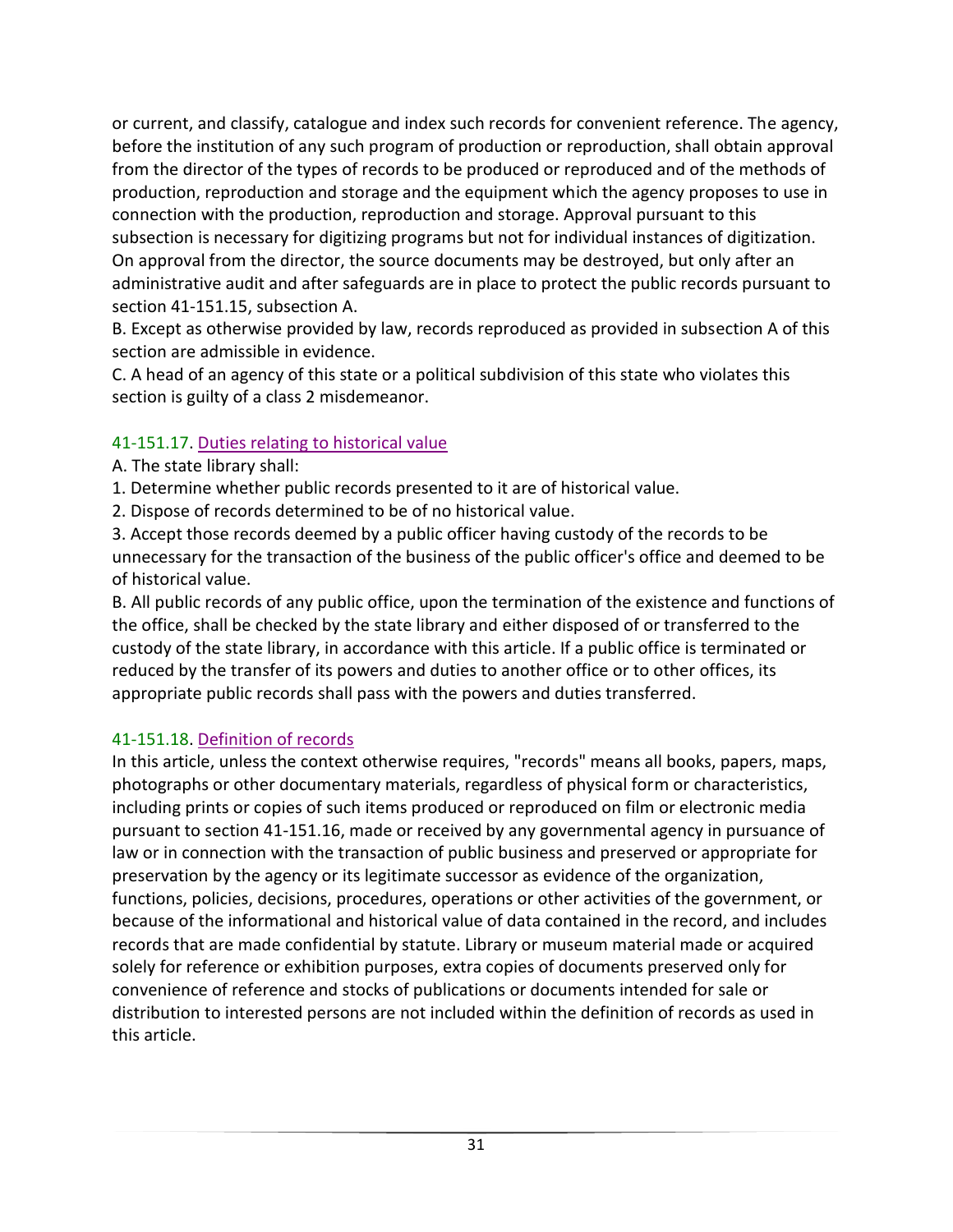or current, and classify, catalogue and index such records for convenient reference. The agency, before the institution of any such program of production or reproduction, shall obtain approval from the director of the types of records to be produced or reproduced and of the methods of production, reproduction and storage and the equipment which the agency proposes to use in connection with the production, reproduction and storage. Approval pursuant to this subsection is necessary for digitizing programs but not for individual instances of digitization. On approval from the director, the source documents may be destroyed, but only after an administrative audit and after safeguards are in place to protect the public records pursuant to section 41-151.15, subsection A.

B. Except as otherwise provided by law, records reproduced as provided in subsection A of this section are admissible in evidence.

C. A head of an agency of this state or a political subdivision of this state who violates this section is guilty of a class 2 misdemeanor.

### 41-151.17. Duties relating to historical value

A. The state library shall:

1. Determine whether public records presented to it are of historical value.
2. Dispose of records determined to be of no historical value.
3. Accept those records deemed by a public officer having custody of the records to be unnecessary for the transaction of the business of the public officer's office and deemed to be of historical value.

B. All public records of any public office, upon the termination of the existence and functions of the office, shall be checked by the state library and either disposed of or transferred to the custody of the state library, in accordance with this article. If a public office is terminated or reduced by the transfer of its powers and duties to another office or to other offices, its appropriate public records shall pass with the powers and duties transferred.

### 41-151.18. Definition of records

In this article, unless the context otherwise requires, "records" means all books, papers, maps, photographs or other documentary materials, regardless of physical form or characteristics, including prints or copies of such items produced or reproduced on film or electronic media pursuant to section 41-151.16, made or received by any governmental agency in pursuance of law or in connection with the transaction of public business and preserved or appropriate for preservation by the agency or its legitimate successor as evidence of the organization, functions, policies, decisions, procedures, operations or other activities of the government, or because of the informational and historical value of data contained in the record, and includes records that are made confidential by statute. Library or museum material made or acquired solely for reference or exhibition purposes, extra copies of documents preserved only for convenience of reference and stocks of publications or documents intended for sale or distribution to interested persons are not included within the definition of records as used in this article.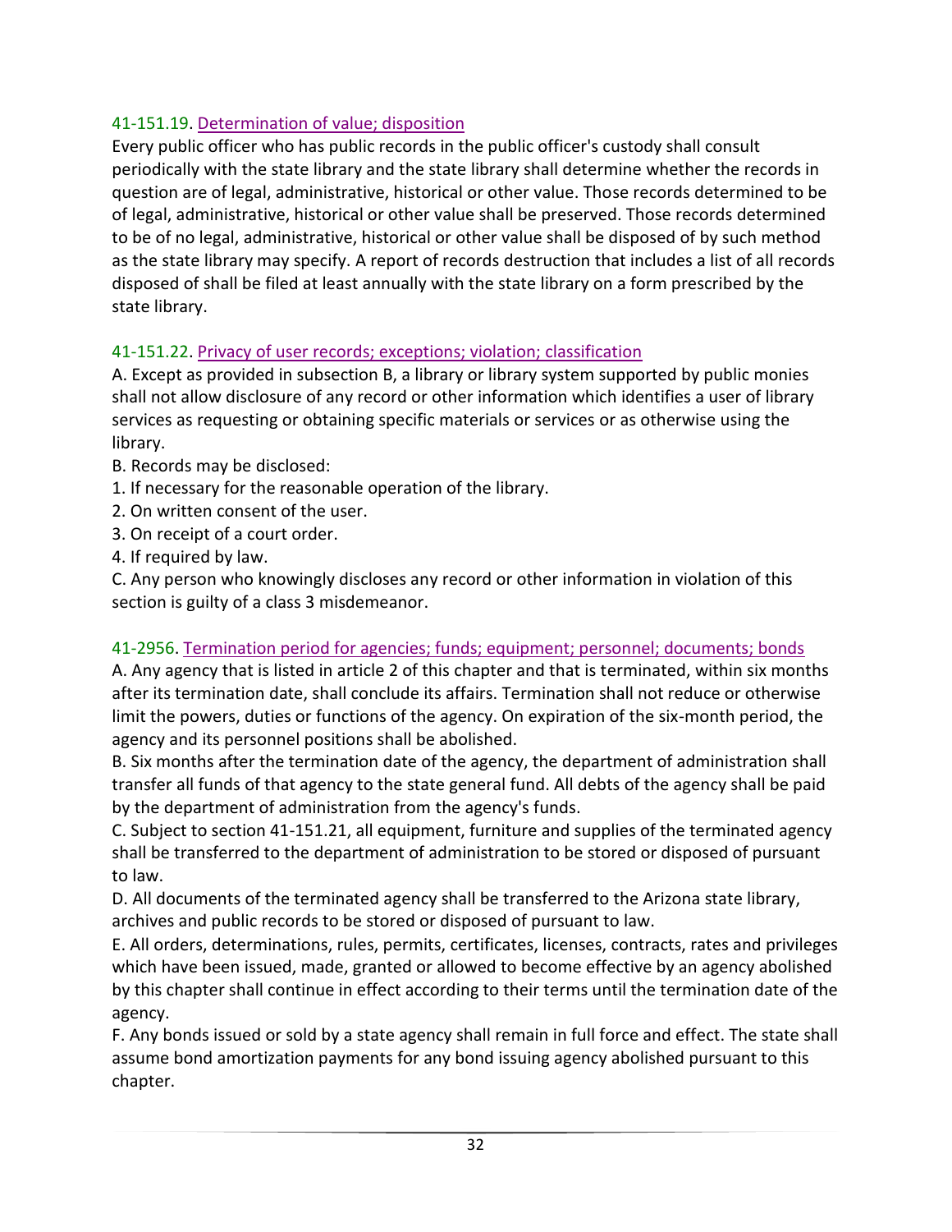### 41-151.19. Determination of value; disposition

Every public officer who has public records in the public officer's custody shall consult periodically with the state library and the state library shall determine whether the records in question are of legal, administrative, historical or other value. Those records determined to be of legal, administrative, historical or other value shall be preserved. Those records determined to be of no legal, administrative, historical or other value shall be disposed of by such method as the state library may specify. A report of records destruction that includes a list of all records disposed of shall be filed at least annually with the state library on a form prescribed by the state library.

### 41-151.22. Privacy of user records; exceptions; violation; classification

A. Except as provided in subsection B, a library or library system supported by public monies shall not allow disclosure of any record or other information which identifies a user of library services as requesting or obtaining specific materials or services or as otherwise using the library.

B. Records may be disclosed:

1. If necessary for the reasonable operation of the library.
2. On written consent of the user.
3. On receipt of a court order.
4. If required by law.

C. Any person who knowingly discloses any record or other information in violation of this section is guilty of a class 3 misdemeanor.

### 41-2956. Termination period for agencies; funds; equipment; personnel; documents; bonds

A. Any agency that is listed in article 2 of this chapter and that is terminated, within six months after its termination date, shall conclude its affairs. Termination shall not reduce or otherwise limit the powers, duties or functions of the agency. On expiration of the six-month period, the agency and its personnel positions shall be abolished.

B. Six months after the termination date of the agency, the department of administration shall transfer all funds of that agency to the state general fund. All debts of the agency shall be paid by the department of administration from the agency's funds.

C. Subject to section 41-151.21, all equipment, furniture and supplies of the terminated agency shall be transferred to the department of administration to be stored or disposed of pursuant to law.

D. All documents of the terminated agency shall be transferred to the Arizona state library, archives and public records to be stored or disposed of pursuant to law.

E. All orders, determinations, rules, permits, certificates, licenses, contracts, rates and privileges which have been issued, made, granted or allowed to become effective by an agency abolished by this chapter shall continue in effect according to their terms until the termination date of the agency.

F. Any bonds issued or sold by a state agency shall remain in full force and effect. The state shall assume bond amortization payments for any bond issuing agency abolished pursuant to this chapter.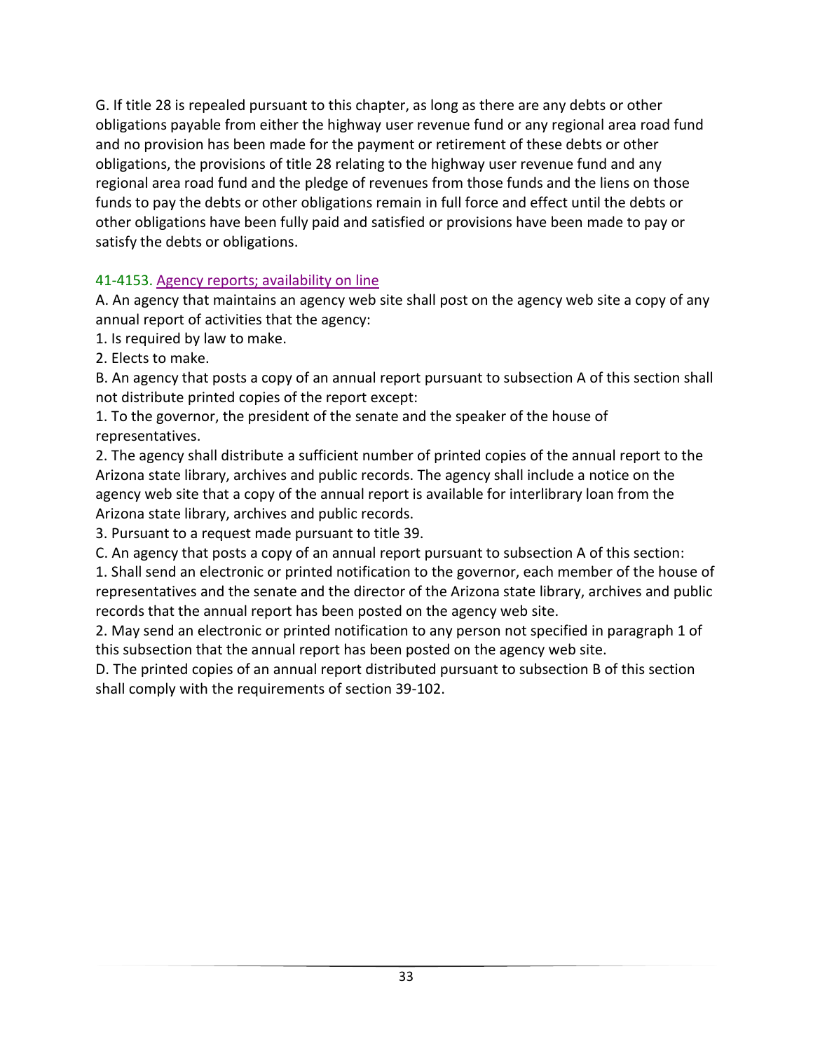G. If title 28 is repealed pursuant to this chapter, as long as there are any debts or other obligations payable from either the highway user revenue fund or any regional area road fund and no provision has been made for the payment or retirement of these debts or other obligations, the provisions of title 28 relating to the highway user revenue fund and any regional area road fund and the pledge of revenues from those funds and the liens on those funds to pay the debts or other obligations remain in full force and effect until the debts or other obligations have been fully paid and satisfied or provisions have been made to pay or satisfy the debts or obligations.

### 41-4153. Agency reports; availability on line

A. An agency that maintains an agency web site shall post on the agency web site a copy of any annual report of activities that the agency:

1. Is required by law to make.
2. Elects to make.

B. An agency that posts a copy of an annual report pursuant to subsection A of this section shall not distribute printed copies of the report except:

1. To the governor, the president of the senate and the speaker of the house of representatives.
2. The agency shall distribute a sufficient number of printed copies of the annual report to the Arizona state library, archives and public records. The agency shall include a notice on the agency web site that a copy of the annual report is available for interlibrary loan from the Arizona state library, archives and public records.
3. Pursuant to a request made pursuant to title 39.

C. An agency that posts a copy of an annual report pursuant to subsection A of this section:

1. Shall send an electronic or printed notification to the governor, each member of the house of representatives and the senate and the director of the Arizona state library, archives and public records that the annual report has been posted on the agency web site.
2. May send an electronic or printed notification to any person not specified in paragraph 1 of this subsection that the annual report has been posted on the agency web site.

D. The printed copies of an annual report distributed pursuant to subsection B of this section shall comply with the requirements of section 39-102.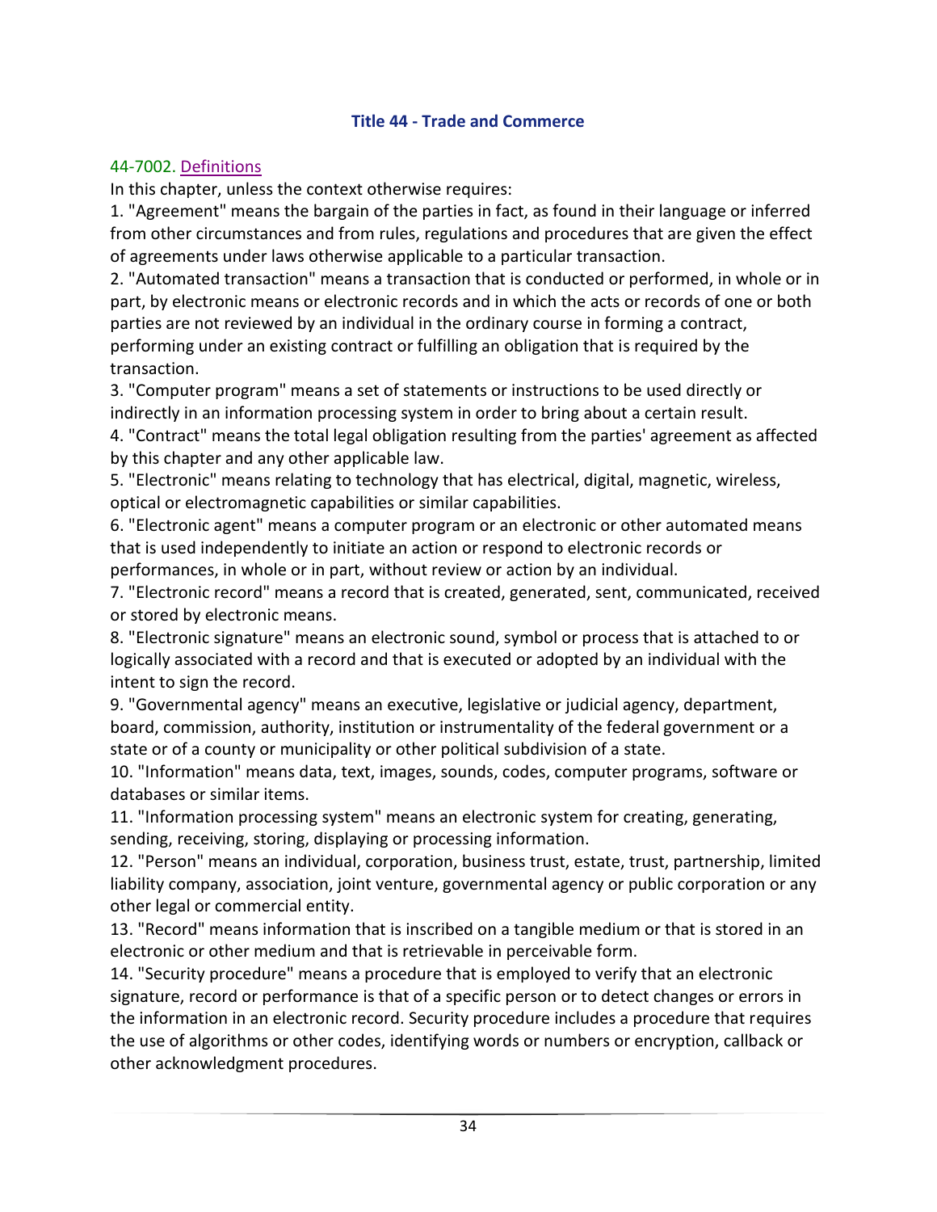### Title 44 - Trade and Commerce

44-7002. Definitions

In this chapter, unless the context otherwise requires:

1. "Agreement" means the bargain of the parties in fact, as found in their language or inferred from other circumstances and from rules, regulations and procedures that are given the effect of agreements under laws otherwise applicable to a particular transaction.
2. "Automated transaction" means a transaction that is conducted or performed, in whole or in part, by electronic means or electronic records and in which the acts or records of one or both parties are not reviewed by an individual in the ordinary course in forming a contract, performing under an existing contract or fulfilling an obligation that is required by the transaction.
3. "Computer program" means a set of statements or instructions to be used directly or indirectly in an information processing system in order to bring about a certain result.
4. "Contract" means the total legal obligation resulting from the parties' agreement as affected by this chapter and any other applicable law.
5. "Electronic" means relating to technology that has electrical, digital, magnetic, wireless, optical or electromagnetic capabilities or similar capabilities.
6. "Electronic agent" means a computer program or an electronic or other automated means that is used independently to initiate an action or respond to electronic records or performances, in whole or in part, without review or action by an individual.
7. "Electronic record" means a record that is created, generated, sent, communicated, received or stored by electronic means.
8. "Electronic signature" means an electronic sound, symbol or process that is attached to or logically associated with a record and that is executed or adopted by an individual with the intent to sign the record.
9. "Governmental agency" means an executive, legislative or judicial agency, department, board, commission, authority, institution or instrumentality of the federal government or a state or of a county or municipality or other political subdivision of a state.
10. "Information" means data, text, images, sounds, codes, computer programs, software or databases or similar items.
11. "Information processing system" means an electronic system for creating, generating, sending, receiving, storing, displaying or processing information.
12. "Person" means an individual, corporation, business trust, estate, trust, partnership, limited liability company, association, joint venture, governmental agency or public corporation or any other legal or commercial entity.
13. "Record" means information that is inscribed on a tangible medium or that is stored in an electronic or other medium and that is retrievable in perceivable form.
14. "Security procedure" means a procedure that is employed to verify that an electronic signature, record or performance is that of a specific person or to detect changes or errors in the information in an electronic record. Security procedure includes a procedure that requires the use of algorithms or other codes, identifying words or numbers or encryption, callback or other acknowledgment procedures.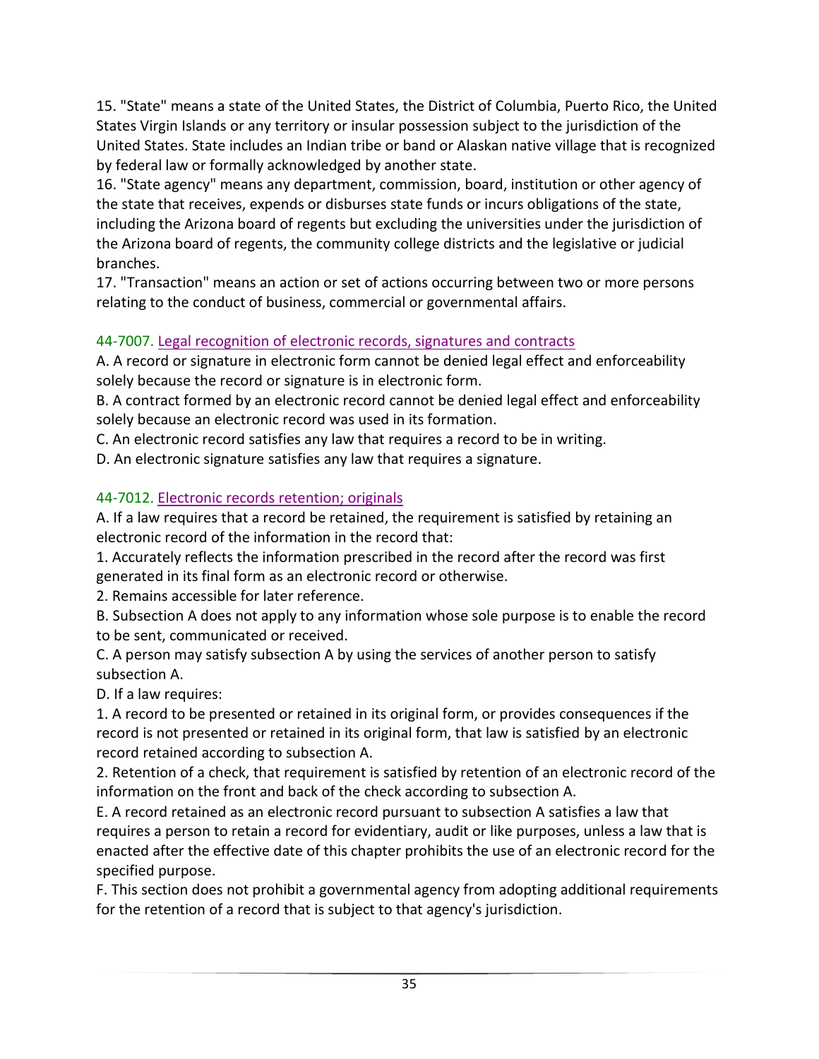15. "State" means a state of the United States, the District of Columbia, Puerto Rico, the United States Virgin Islands or any territory or insular possession subject to the jurisdiction of the United States. State includes an Indian tribe or band or Alaskan native village that is recognized by federal law or formally acknowledged by another state.

16. "State agency" means any department, commission, board, institution or other agency of the state that receives, expends or disburses state funds or incurs obligations of the state, including the Arizona board of regents but excluding the universities under the jurisdiction of the Arizona board of regents, the community college districts and the legislative or judicial branches.

17. "Transaction" means an action or set of actions occurring between two or more persons relating to the conduct of business, commercial or governmental affairs.

### 44-7007. Legal recognition of electronic records, signatures and contracts

A. A record or signature in electronic form cannot be denied legal effect and enforceability solely because the record or signature is in electronic form.

B. A contract formed by an electronic record cannot be denied legal effect and enforceability solely because an electronic record was used in its formation.

C. An electronic record satisfies any law that requires a record to be in writing.

D. An electronic signature satisfies any law that requires a signature.

### 44-7012. Electronic records retention; originals

A. If a law requires that a record be retained, the requirement is satisfied by retaining an electronic record of the information in the record that:

1. Accurately reflects the information prescribed in the record after the record was first generated in its final form as an electronic record or otherwise.
2. Remains accessible for later reference.

B. Subsection A does not apply to any information whose sole purpose is to enable the record to be sent, communicated or received.

C. A person may satisfy subsection A by using the services of another person to satisfy subsection A.

D. If a law requires:

1. A record to be presented or retained in its original form, or provides consequences if the record is not presented or retained in its original form, that law is satisfied by an electronic record retained according to subsection A.
2. Retention of a check, that requirement is satisfied by retention of an electronic record of the information on the front and back of the check according to subsection A.

E. A record retained as an electronic record pursuant to subsection A satisfies a law that requires a person to retain a record for evidentiary, audit or like purposes, unless a law that is enacted after the effective date of this chapter prohibits the use of an electronic record for the specified purpose.

F. This section does not prohibit a governmental agency from adopting additional requirements for the retention of a record that is subject to that agency's jurisdiction.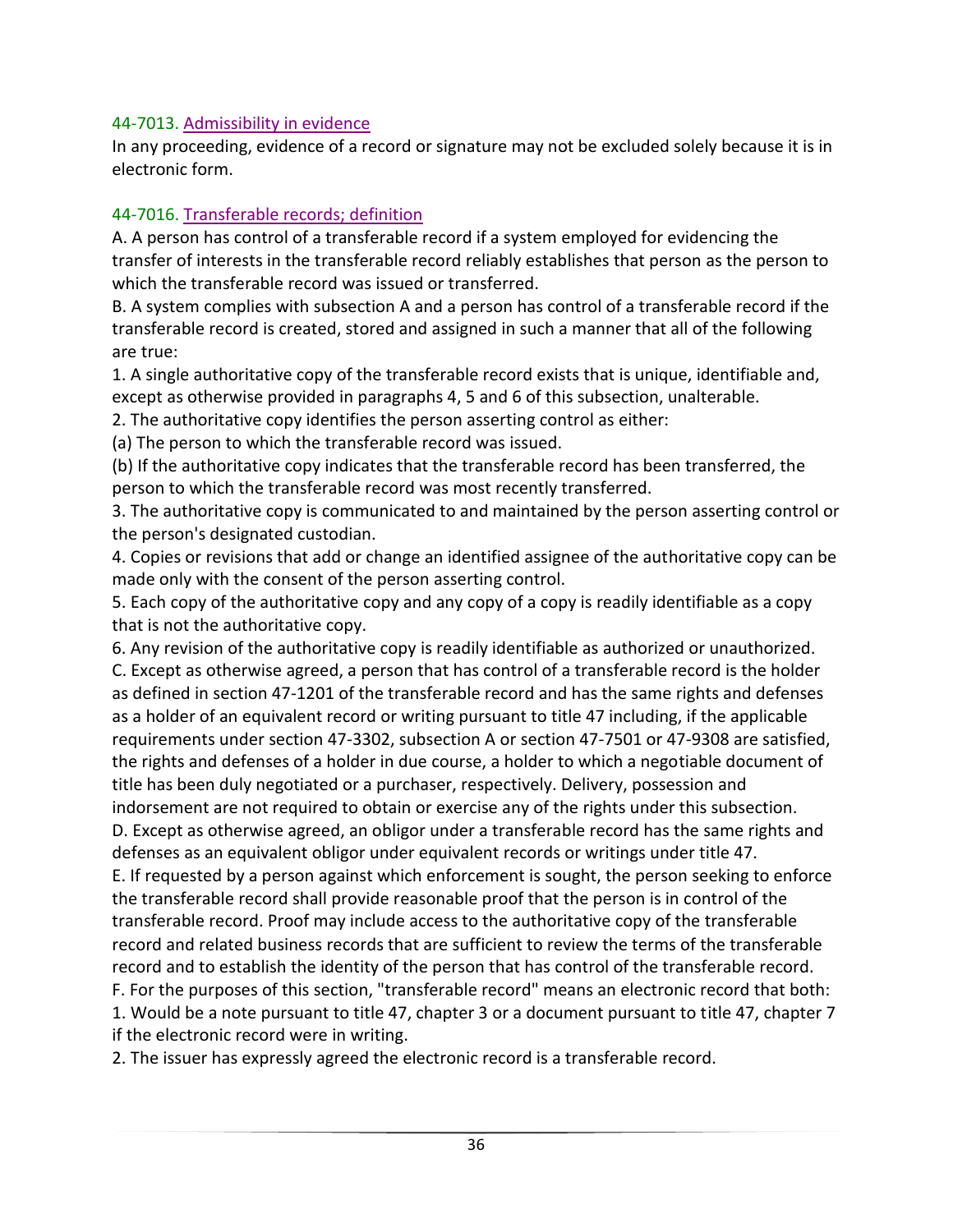### 44-7013. [Admissibility in evidence]

In any proceeding, evidence of a record or signature may not be excluded solely because it is in electronic form.

### 44-7016. [Transferable records; definition]

A. A person has control of a transferable record if a system employed for evidencing the transfer of interests in the transferable record reliably establishes that person as the person to which the transferable record was issued or transferred.

B. A system complies with subsection A and a person has control of a transferable record if the transferable record is created, stored and assigned in such a manner that all of the following are true:

1. A single authoritative copy of the transferable record exists that is unique, identifiable and, except as otherwise provided in paragraphs 4, 5 and 6 of this subsection, unalterable.
2. The authoritative copy identifies the person asserting control as either:
(a) The person to which the transferable record was issued.
(b) If the authoritative copy indicates that the transferable record has been transferred, the person to which the transferable record was most recently transferred.
3. The authoritative copy is communicated to and maintained by the person asserting control or the person's designated custodian.
4. Copies or revisions that add or change an identified assignee of the authoritative copy can be made only with the consent of the person asserting control.
5. Each copy of the authoritative copy and any copy of a copy is readily identifiable as a copy that is not the authoritative copy.
6. Any revision of the authoritative copy is readily identifiable as authorized or unauthorized.

C. Except as otherwise agreed, a person that has control of a transferable record is the holder as defined in section 47-1201 of the transferable record and has the same rights and defenses as a holder of an equivalent record or writing pursuant to title 47 including, if the applicable requirements under section 47-3302, subsection A or section 47-7501 or 47-9308 are satisfied, the rights and defenses of a holder in due course, a holder to which a negotiable document of title has been duly negotiated or a purchaser, respectively. Delivery, possession and indorsement are not required to obtain or exercise any of the rights under this subsection.

D. Except as otherwise agreed, an obligor under a transferable record has the same rights and defenses as an equivalent obligor under equivalent records or writings under title 47.

E. If requested by a person against which enforcement is sought, the person seeking to enforce the transferable record shall provide reasonable proof that the person is in control of the transferable record. Proof may include access to the authoritative copy of the transferable record and related business records that are sufficient to review the terms of the transferable record and to establish the identity of the person that has control of the transferable record.

F. For the purposes of this section, "transferable record" means an electronic record that both:

1. Would be a note pursuant to title 47, chapter 3 or a document pursuant to title 47, chapter 7 if the electronic record were in writing.
2. The issuer has expressly agreed the electronic record is a transferable record.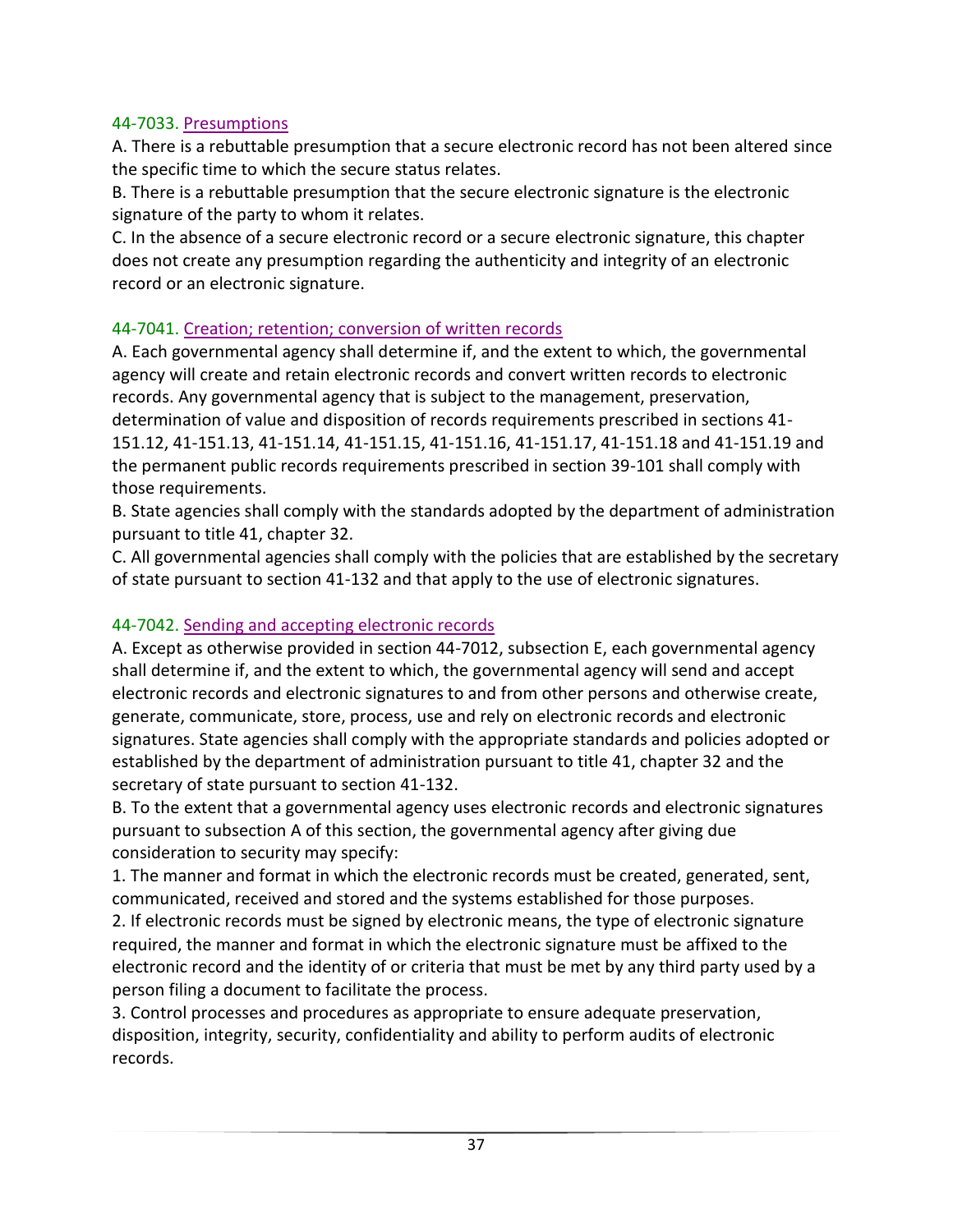### 44-7033. Presumptions

A. There is a rebuttable presumption that a secure electronic record has not been altered since the specific time to which the secure status relates.

B. There is a rebuttable presumption that the secure electronic signature is the electronic signature of the party to whom it relates.

C. In the absence of a secure electronic record or a secure electronic signature, this chapter does not create any presumption regarding the authenticity and integrity of an electronic record or an electronic signature.

### 44-7041. Creation; retention; conversion of written records

A. Each governmental agency shall determine if, and the extent to which, the governmental agency will create and retain electronic records and convert written records to electronic records. Any governmental agency that is subject to the management, preservation, determination of value and disposition of records requirements prescribed in sections 41-151.12, 41-151.13, 41-151.14, 41-151.15, 41-151.16, 41-151.17, 41-151.18 and 41-151.19 and the permanent public records requirements prescribed in section 39-101 shall comply with those requirements.

B. State agencies shall comply with the standards adopted by the department of administration pursuant to title 41, chapter 32.

C. All governmental agencies shall comply with the policies that are established by the secretary of state pursuant to section 41-132 and that apply to the use of electronic signatures.

### 44-7042. Sending and accepting electronic records

A. Except as otherwise provided in section 44-7012, subsection E, each governmental agency shall determine if, and the extent to which, the governmental agency will send and accept electronic records and electronic signatures to and from other persons and otherwise create, generate, communicate, store, process, use and rely on electronic records and electronic signatures. State agencies shall comply with the appropriate standards and policies adopted or established by the department of administration pursuant to title 41, chapter 32 and the secretary of state pursuant to section 41-132.

B. To the extent that a governmental agency uses electronic records and electronic signatures pursuant to subsection A of this section, the governmental agency after giving due consideration to security may specify:

1. The manner and format in which the electronic records must be created, generated, sent, communicated, received and stored and the systems established for those purposes.
2. If electronic records must be signed by electronic means, the type of electronic signature required, the manner and format in which the electronic signature must be affixed to the electronic record and the identity of or criteria that must be met by any third party used by a person filing a document to facilitate the process.
3. Control processes and procedures as appropriate to ensure adequate preservation, disposition, integrity, security, confidentiality and ability to perform audits of electronic records.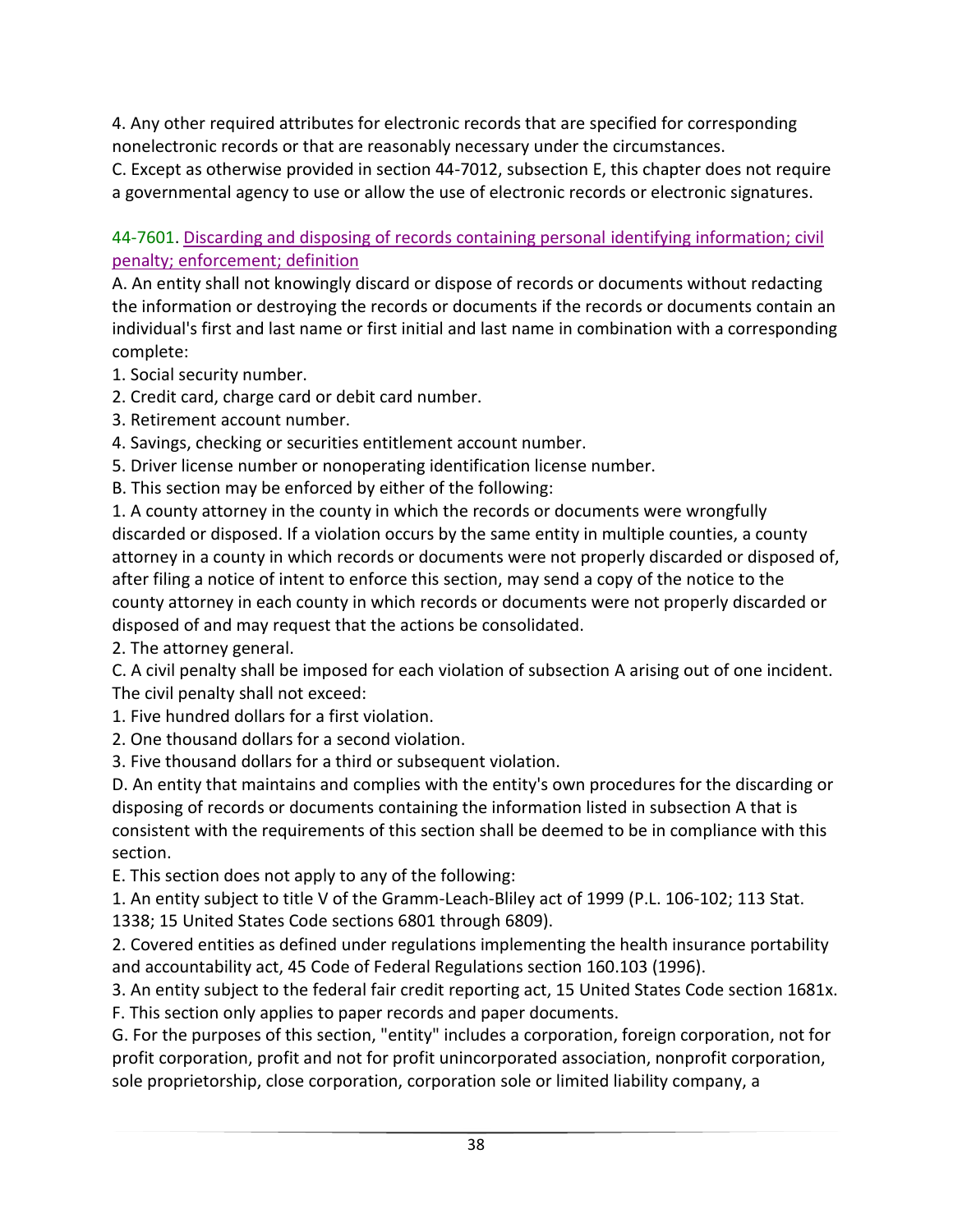4. Any other required attributes for electronic records that are specified for corresponding nonelectronic records or that are reasonably necessary under the circumstances.

C. Except as otherwise provided in section 44-7012, subsection E, this chapter does not require a governmental agency to use or allow the use of electronic records or electronic signatures.

### 44-7601. Discarding and disposing of records containing personal identifying information; civil penalty; enforcement; definition

A. An entity shall not knowingly discard or dispose of records or documents without redacting the information or destroying the records or documents if the records or documents contain an individual's first and last name or first initial and last name in combination with a corresponding complete:

1. Social security number.
2. Credit card, charge card or debit card number.
3. Retirement account number.
4. Savings, checking or securities entitlement account number.
5. Driver license number or nonoperating identification license number.

B. This section may be enforced by either of the following:

1. A county attorney in the county in which the records or documents were wrongfully discarded or disposed. If a violation occurs by the same entity in multiple counties, a county attorney in a county in which records or documents were not properly discarded or disposed of, after filing a notice of intent to enforce this section, may send a copy of the notice to the county attorney in each county in which records or documents were not properly discarded or disposed of and may request that the actions be consolidated.
2. The attorney general.

C. A civil penalty shall be imposed for each violation of subsection A arising out of one incident. The civil penalty shall not exceed:

1. Five hundred dollars for a first violation.
2. One thousand dollars for a second violation.
3. Five thousand dollars for a third or subsequent violation.

D. An entity that maintains and complies with the entity's own procedures for the discarding or disposing of records or documents containing the information listed in subsection A that is consistent with the requirements of this section shall be deemed to be in compliance with this section.

E. This section does not apply to any of the following:

1. An entity subject to title V of the Gramm-Leach-Bliley act of 1999 (P.L. 106-102; 113 Stat. 1338; 15 United States Code sections 6801 through 6809).
2. Covered entities as defined under regulations implementing the health insurance portability and accountability act, 45 Code of Federal Regulations section 160.103 (1996).
3. An entity subject to the federal fair credit reporting act, 15 United States Code section 1681x.

F. This section only applies to paper records and paper documents.

G. For the purposes of this section, "entity" includes a corporation, foreign corporation, not for profit corporation, profit and not for profit unincorporated association, nonprofit corporation, sole proprietorship, close corporation, corporation sole or limited liability company, a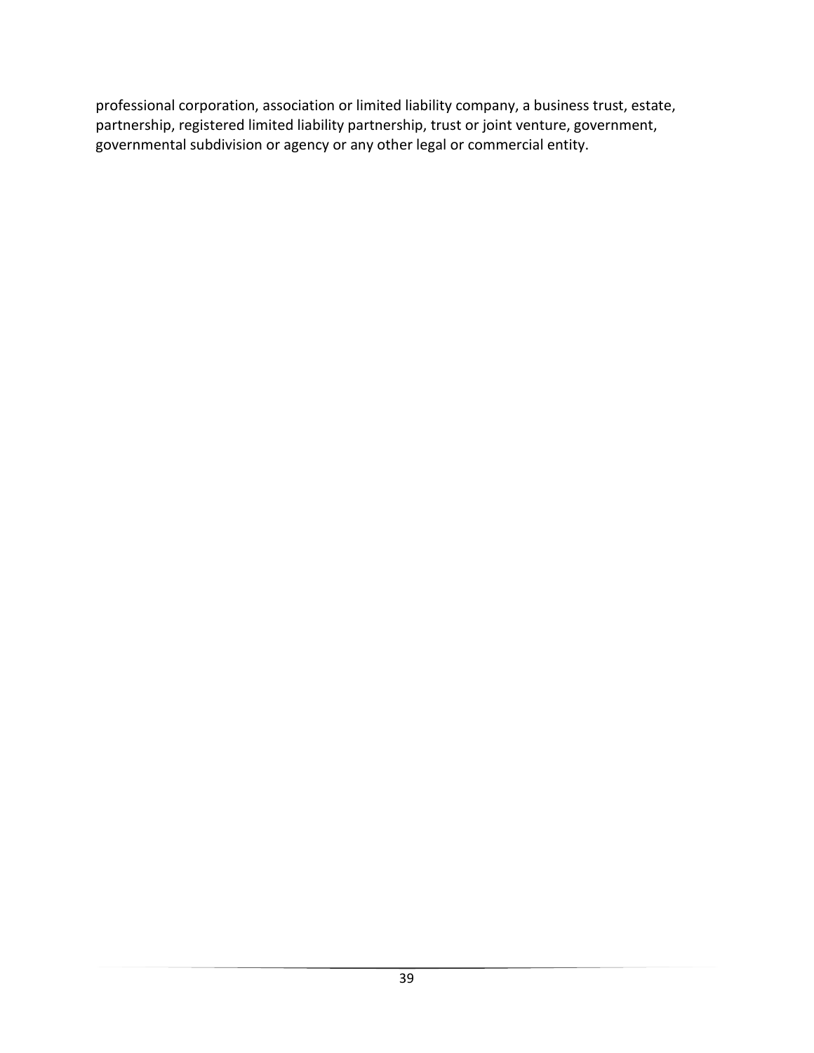professional corporation, association or limited liability company, a business trust, estate, partnership, registered limited liability partnership, trust or joint venture, government, governmental subdivision or agency or any other legal or commercial entity.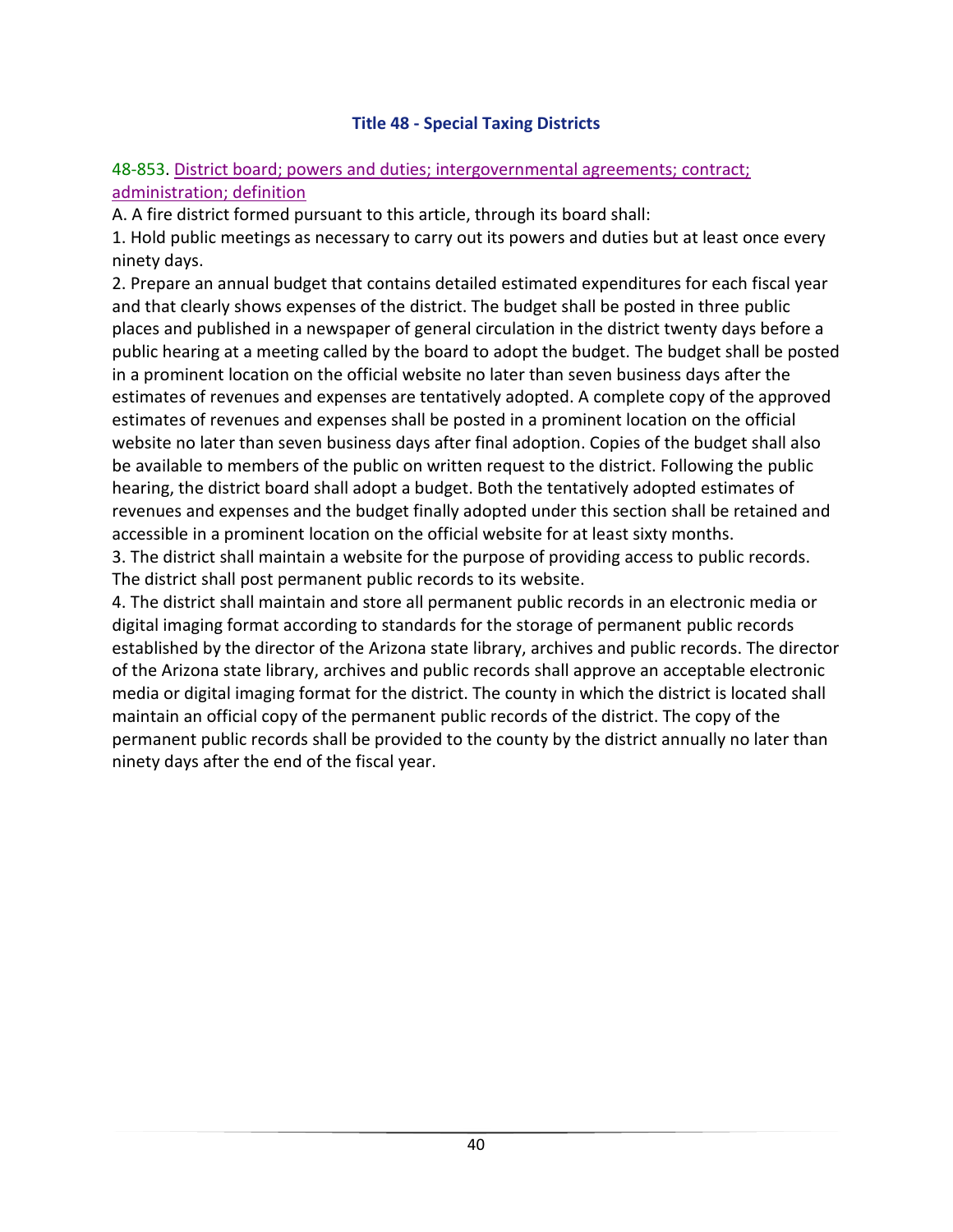# Title 48 - Special Taxing Districts

## 48-853. District board; powers and duties; intergovernmental agreements; contract; administration; definition

A. A fire district formed pursuant to this article, through its board shall:

1. Hold public meetings as necessary to carry out its powers and duties but at least once every ninety days.
2. Prepare an annual budget that contains detailed estimated expenditures for each fiscal year and that clearly shows expenses of the district. The budget shall be posted in three public places and published in a newspaper of general circulation in the district twenty days before a public hearing at a meeting called by the board to adopt the budget. The budget shall be posted in a prominent location on the official website no later than seven business days after the estimates of revenues and expenses are tentatively adopted. A complete copy of the approved estimates of revenues and expenses shall be posted in a prominent location on the official website no later than seven business days after final adoption. Copies of the budget shall also be available to members of the public on written request to the district. Following the public hearing, the district board shall adopt a budget. Both the tentatively adopted estimates of revenues and expenses and the budget finally adopted under this section shall be retained and accessible in a prominent location on the official website for at least sixty months.
3. The district shall maintain a website for the purpose of providing access to public records. The district shall post permanent public records to its website.
4. The district shall maintain and store all permanent public records in an electronic media or digital imaging format according to standards for the storage of permanent public records established by the director of the Arizona state library, archives and public records. The director of the Arizona state library, archives and public records shall approve an acceptable electronic media or digital imaging format for the district. The county in which the district is located shall maintain an official copy of the permanent public records of the district. The copy of the permanent public records shall be provided to the county by the district annually no later than ninety days after the end of the fiscal year.